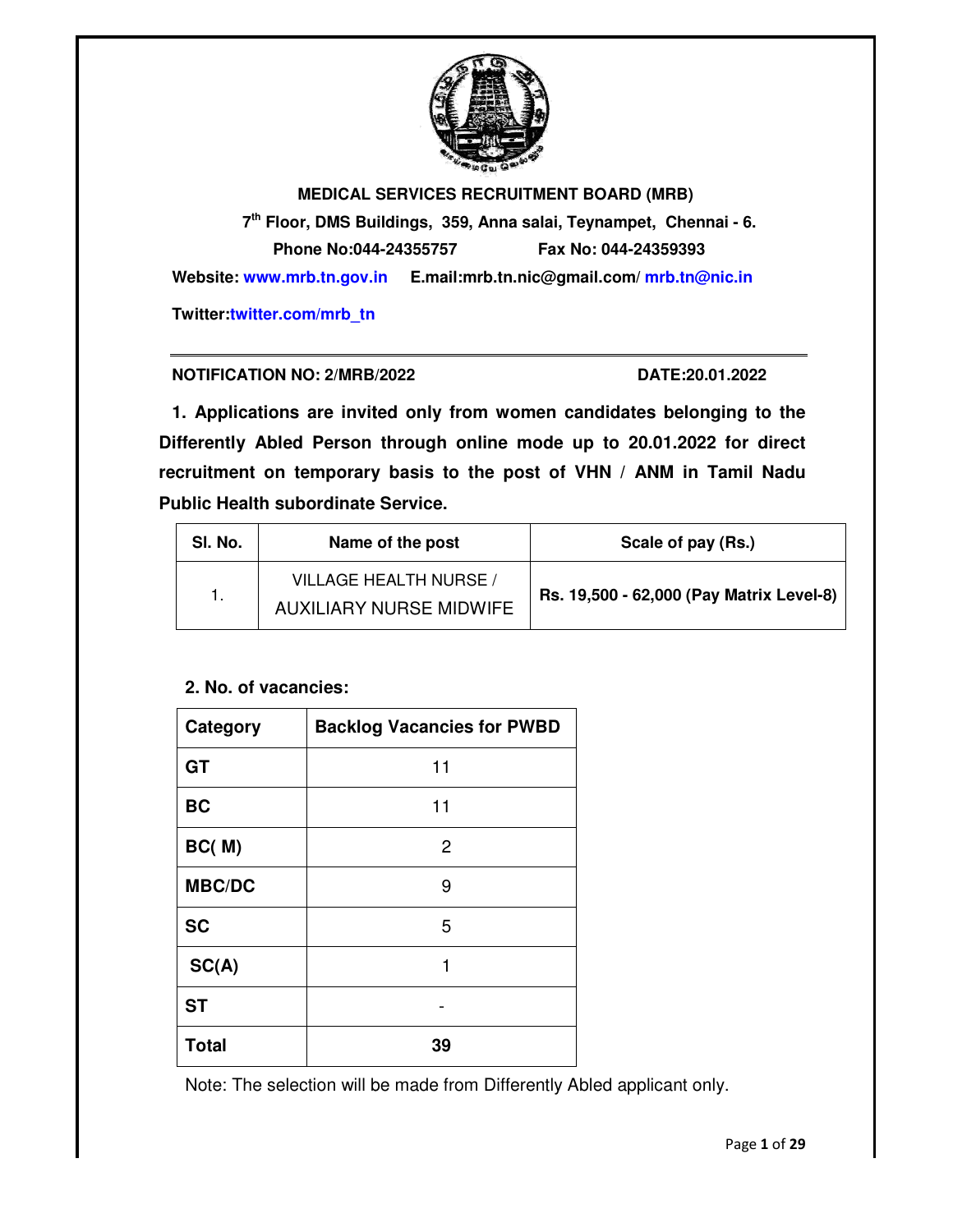**MEDICAL SERVICES RECRUITMENT BOARD (MRB)**

**7th Floor, DMS Buildings, 359, Anna salai, Teynampet, Chennai - 6.**

**Phone No:044-24355757 Fax No: 044-24359393**

**Website: www.mrb.tn.gov.in E.mail:mrb.tn.nic@gmail.com/ mrb.tn@nic.in**

**Twitter:twitter.com/mrb_tn**

---

**NOTIFICATION NO: 2/MRB/2022 DATE:20.01.2022**

**1. Applications are invited only from women candidates belonging to the Differently Abled Person through online mode up to 20.01.2022 for direct recruitment on temporary basis to the post of VHN / ANM in Tamil Nadu Public Health subordinate Service.**

| Sl. No. | Name of the post | Scale of pay (Rs.) |
|---|---|---|
| 1. | VILLAGE HEALTH NURSE / AUXILIARY NURSE MIDWIFE | **Rs. 19,500 - 62,000 (Pay Matrix Level-8)** |

**2. No. of vacancies:**

| Category | Backlog Vacancies for PWBD |
|---|---|
| **GT** | 11 |
| **BC** | 11 |
| **BC( M)** | 2 |
| **MBC/DC** | 9 |
| **SC** | 5 |
| **SC(A)** | 1 |
| **ST** | - |
| **Total** | **39** |

Note: The selection will be made from Differently Abled applicant only.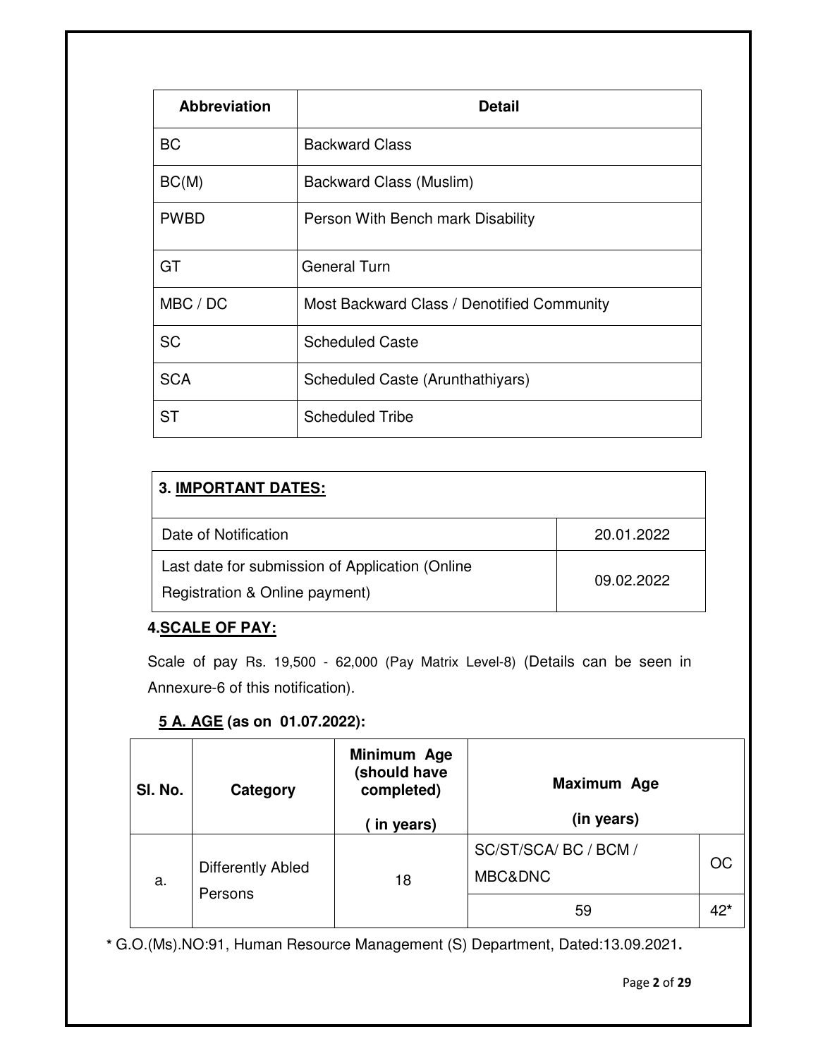| Abbreviation | Detail |
|---|---|
| BC | Backward Class |
| BC(M) | Backward Class (Muslim) |
| PWBD | Person With Bench mark Disability |
| GT | General Turn |
| MBC / DC | Most Backward Class / Denotified Community |
| SC | Scheduled Caste |
| SCA | Scheduled Caste (Arunthathiyars) |
| ST | Scheduled Tribe |

## 3. IMPORTANT DATES:

| Event | Date |
|---|---|
| Date of Notification | 20.01.2022 |
| Last date for submission of Application (Online Registration & Online payment) | 09.02.2022 |

## 4. SCALE OF PAY:

Scale of pay Rs. 19,500 - 62,000 (Pay Matrix Level-8) (Details can be seen in Annexure-6 of this notification).

## 5 A. AGE (as on 01.07.2022):

| Sl. No. | Category | Minimum Age (should have completed) ( in years) | Maximum Age (in years) | |
|---|---|---|---|---|
| | | | SC/ST/SCA/ BC / BCM / MBC&DNC | OC |
| a. | Differently Abled Persons | 18 | 59 | 42* |

* G.O.(Ms).NO:91, Human Resource Management (S) Department, Dated:13.09.2021.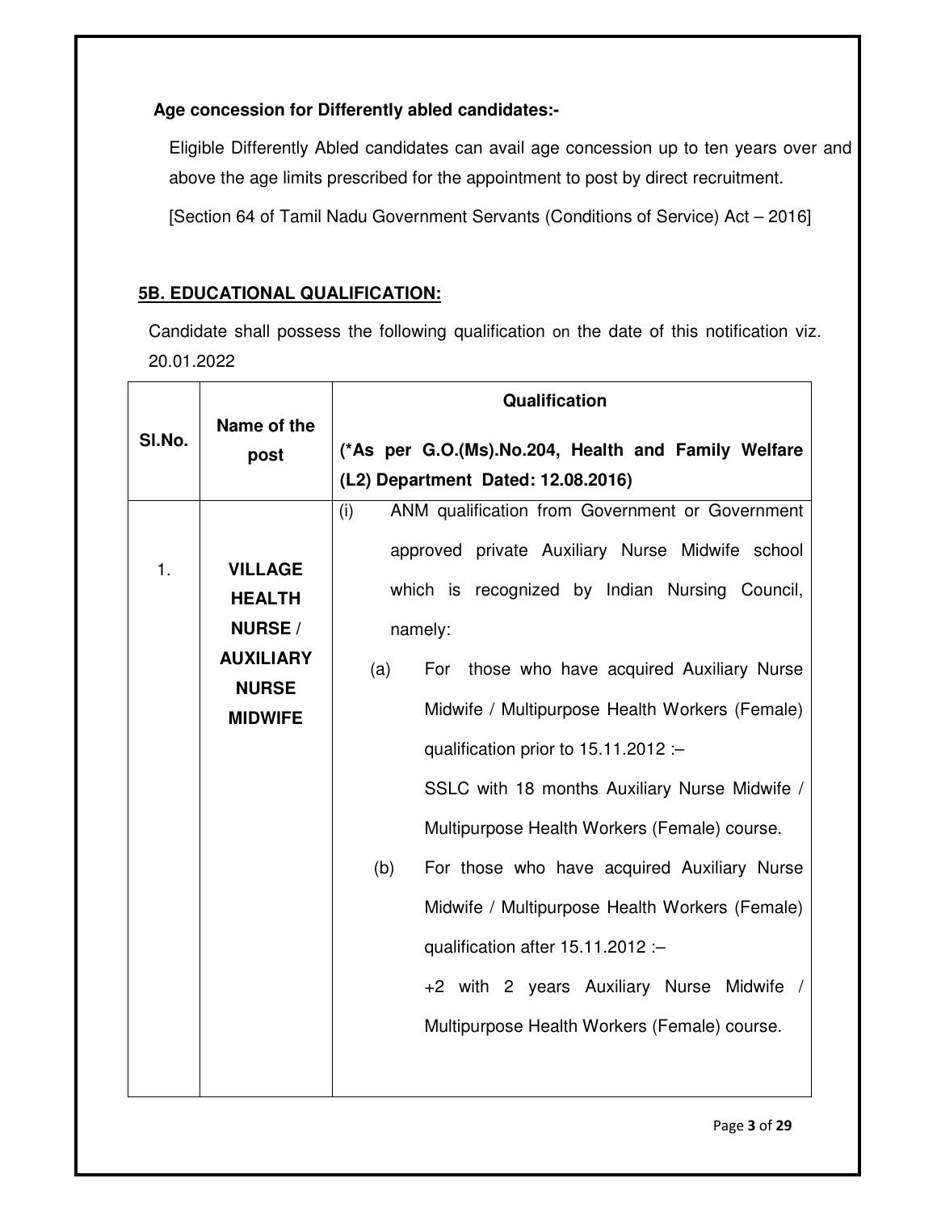**Age concession for Differently abled candidates:-**

Eligible Differently Abled candidates can avail age concession up to ten years over and above the age limits prescribed for the appointment to post by direct recruitment.

[Section 64 of Tamil Nadu Government Servants (Conditions of Service) Act – 2016]

## 5B. EDUCATIONAL QUALIFICATION:

Candidate shall possess the following qualification on the date of this notification viz. 20.01.2022

| Sl.No. | Name of the post | Qualification<br>(*As per G.O.(Ms).No.204, Health and Family Welfare (L2) Department Dated: 12.08.2016) |
|---|---|---|
| 1. | **VILLAGE HEALTH NURSE / AUXILIARY NURSE MIDWIFE** | (i) ANM qualification from Government or Government approved private Auxiliary Nurse Midwife school which is recognized by Indian Nursing Council, namely:<br>(a) For those who have acquired Auxiliary Nurse Midwife / Multipurpose Health Workers (Female) qualification prior to 15.11.2012 :–<br>SSLC with 18 months Auxiliary Nurse Midwife / Multipurpose Health Workers (Female) course.<br>(b) For those who have acquired Auxiliary Nurse Midwife / Multipurpose Health Workers (Female) qualification after 15.11.2012 :–<br>+2 with 2 years Auxiliary Nurse Midwife / Multipurpose Health Workers (Female) course. |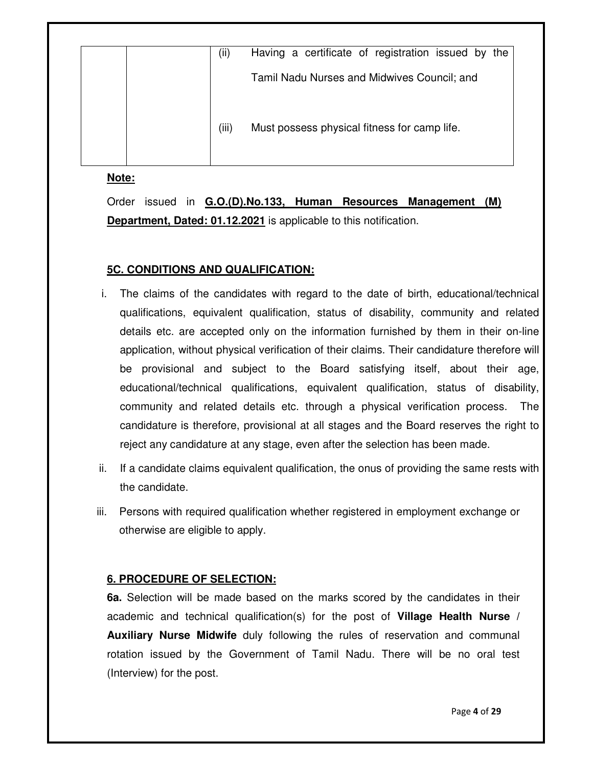| | | |
|---|---|---|
| | | (ii) Having a certificate of registration issued by the Tamil Nadu Nurses and Midwives Council; and<br><br>(iii) Must possess physical fitness for camp life. |

**Note:**

Order issued in **G.O.(D).No.133, Human Resources Management (M) Department, Dated: 01.12.2021** is applicable to this notification.

### 5C. CONDITIONS AND QUALIFICATION:

i. The claims of the candidates with regard to the date of birth, educational/technical qualifications, equivalent qualification, status of disability, community and related details etc. are accepted only on the information furnished by them in their on-line application, without physical verification of their claims. Their candidature therefore will be provisional and subject to the Board satisfying itself, about their age, educational/technical qualifications, equivalent qualification, status of disability, community and related details etc. through a physical verification process. The candidature is therefore, provisional at all stages and the Board reserves the right to reject any candidature at any stage, even after the selection has been made.

ii. If a candidate claims equivalent qualification, the onus of providing the same rests with the candidate.

iii. Persons with required qualification whether registered in employment exchange or otherwise are eligible to apply.

### 6. PROCEDURE OF SELECTION:

**6a.** Selection will be made based on the marks scored by the candidates in their academic and technical qualification(s) for the post of **Village Health Nurse / Auxiliary Nurse Midwife** duly following the rules of reservation and communal rotation issued by the Government of Tamil Nadu. There will be no oral test (Interview) for the post.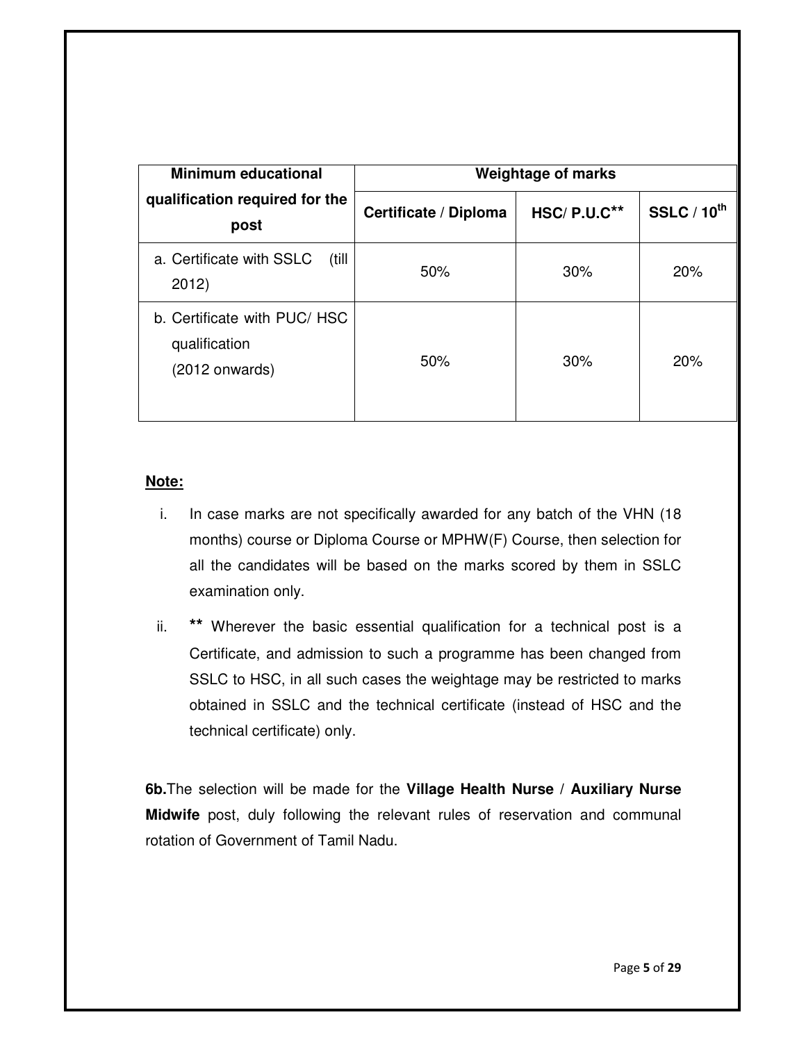| Minimum educational qualification required for the post | Weightage of marks | | |
|---|---|---|---|
| | Certificate / Diploma | HSC/ P.U.C** | SSLC / 10$^{th}$ |
| a. Certificate with SSLC (till 2012) | 50% | 30% | 20% |
| b. Certificate with PUC/ HSC qualification (2012 onwards) | 50% | 30% | 20% |

**Note:**

i. In case marks are not specifically awarded for any batch of the VHN (18 months) course or Diploma Course or MPHW(F) Course, then selection for all the candidates will be based on the marks scored by them in SSLC examination only.

ii. ** Wherever the basic essential qualification for a technical post is a Certificate, and admission to such a programme has been changed from SSLC to HSC, in all such cases the weightage may be restricted to marks obtained in SSLC and the technical certificate (instead of HSC and the technical certificate) only.

**6b.** The selection will be made for the **Village Health Nurse / Auxiliary Nurse Midwife** post, duly following the relevant rules of reservation and communal rotation of Government of Tamil Nadu.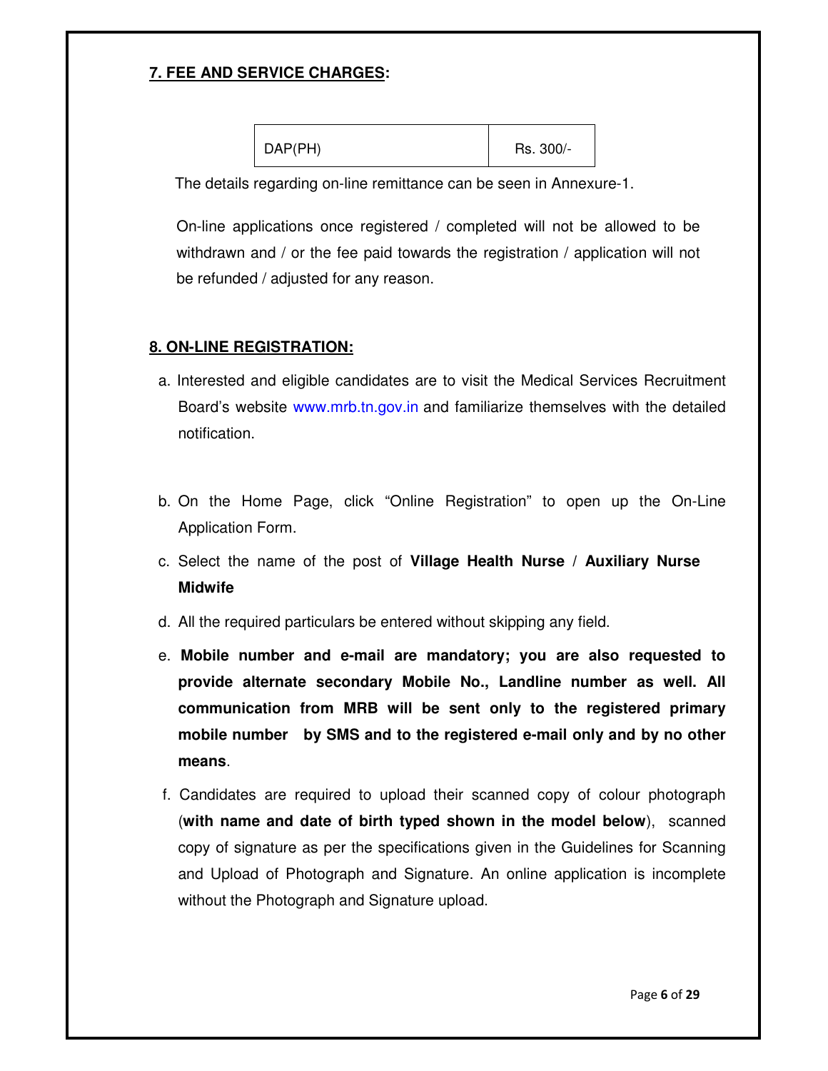## **7. FEE AND SERVICE CHARGES:**

| DAP(PH) | Rs. 300/- |
|---|---|

The details regarding on-line remittance can be seen in Annexure-1.

On-line applications once registered / completed will not be allowed to be withdrawn and / or the fee paid towards the registration / application will not be refunded / adjusted for any reason.

## **8. ON-LINE REGISTRATION:**

a. Interested and eligible candidates are to visit the Medical Services Recruitment Board's website www.mrb.tn.gov.in and familiarize themselves with the detailed notification.

b. On the Home Page, click "Online Registration" to open up the On-Line Application Form.

c. Select the name of the post of **Village Health Nurse / Auxiliary Nurse Midwife**

d. All the required particulars be entered without skipping any field.

e. **Mobile number and e-mail are mandatory; you are also requested to provide alternate secondary Mobile No., Landline number as well. All communication from MRB will be sent only to the registered primary mobile number by SMS and to the registered e-mail only and by no other means**.

f. Candidates are required to upload their scanned copy of colour photograph (**with name and date of birth typed shown in the model below**), scanned copy of signature as per the specifications given in the Guidelines for Scanning and Upload of Photograph and Signature. An online application is incomplete without the Photograph and Signature upload.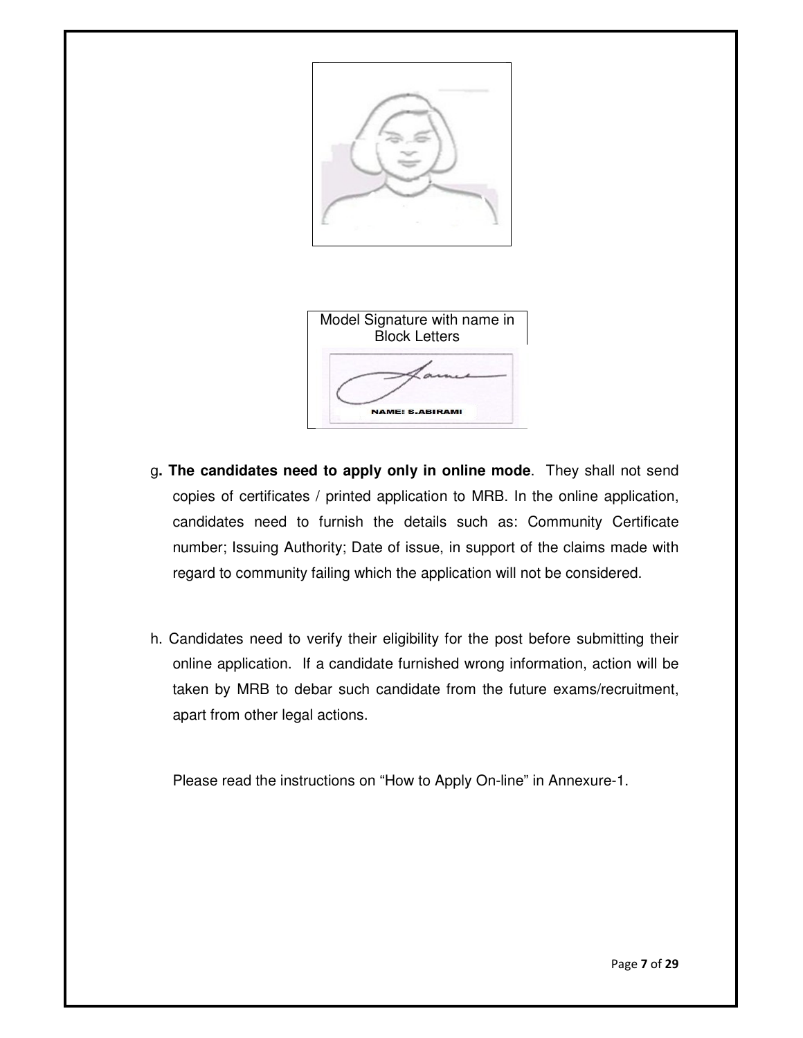Model Signature with name in Block Letters

NAME: S.ABIRAMI

g. **The candidates need to apply only in online mode**. They shall not send copies of certificates / printed application to MRB. In the online application, candidates need to furnish the details such as: Community Certificate number; Issuing Authority; Date of issue, in support of the claims made with regard to community failing which the application will not be considered.

h. Candidates need to verify their eligibility for the post before submitting their online application. If a candidate furnished wrong information, action will be taken by MRB to debar such candidate from the future exams/recruitment, apart from other legal actions.

Please read the instructions on "How to Apply On-line" in Annexure-1.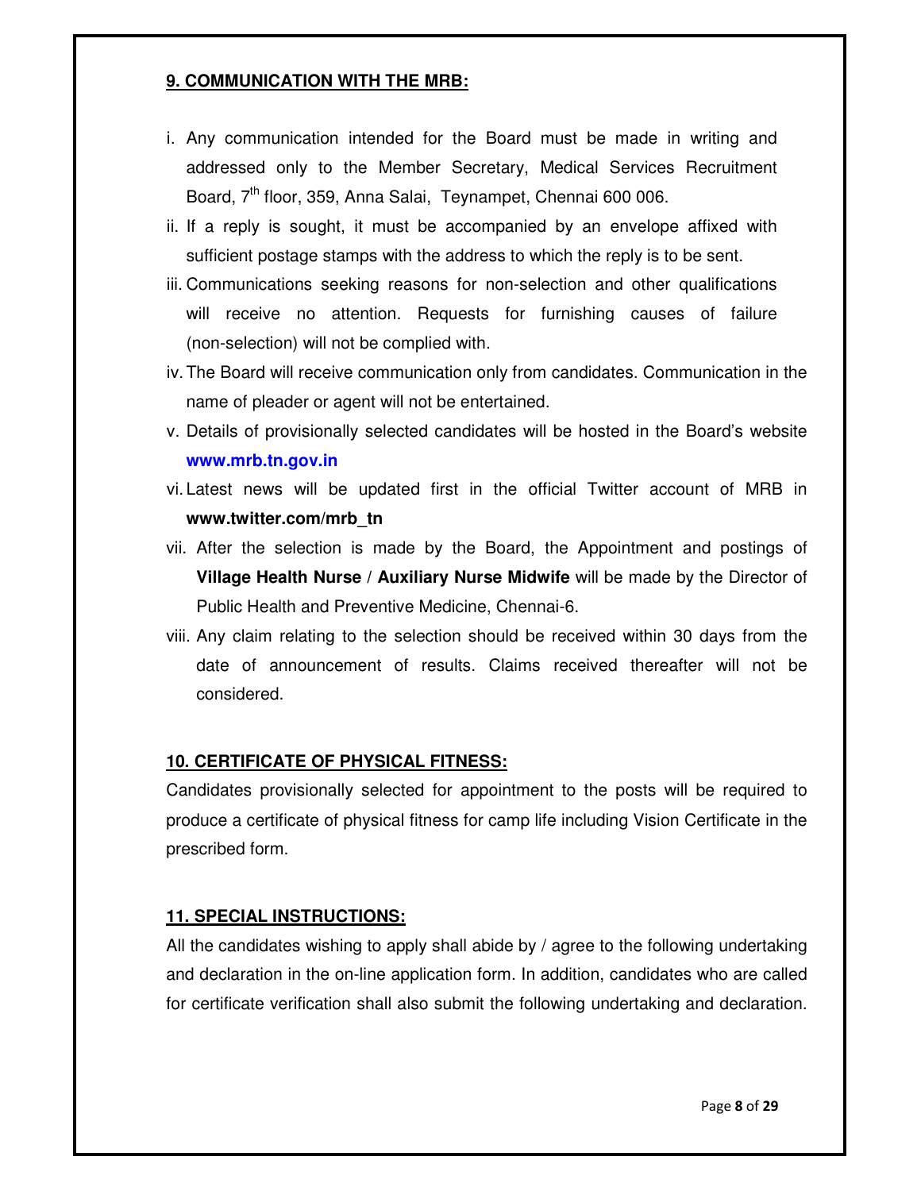## 9. COMMUNICATION WITH THE MRB:

i. Any communication intended for the Board must be made in writing and addressed only to the Member Secretary, Medical Services Recruitment Board, 7th floor, 359, Anna Salai, Teynampet, Chennai 600 006.

ii. If a reply is sought, it must be accompanied by an envelope affixed with sufficient postage stamps with the address to which the reply is to be sent.

iii. Communications seeking reasons for non-selection and other qualifications will receive no attention. Requests for furnishing causes of failure (non-selection) will not be complied with.

iv. The Board will receive communication only from candidates. Communication in the name of pleader or agent will not be entertained.

v. Details of provisionally selected candidates will be hosted in the Board's website **www.mrb.tn.gov.in**

vi. Latest news will be updated first in the official Twitter account of MRB in **www.twitter.com/mrb_tn**

vii. After the selection is made by the Board, the Appointment and postings of **Village Health Nurse / Auxiliary Nurse Midwife** will be made by the Director of Public Health and Preventive Medicine, Chennai-6.

viii. Any claim relating to the selection should be received within 30 days from the date of announcement of results. Claims received thereafter will not be considered.

## 10. CERTIFICATE OF PHYSICAL FITNESS:

Candidates provisionally selected for appointment to the posts will be required to produce a certificate of physical fitness for camp life including Vision Certificate in the prescribed form.

## 11. SPECIAL INSTRUCTIONS:

All the candidates wishing to apply shall abide by / agree to the following undertaking and declaration in the on-line application form. In addition, candidates who are called for certificate verification shall also submit the following undertaking and declaration.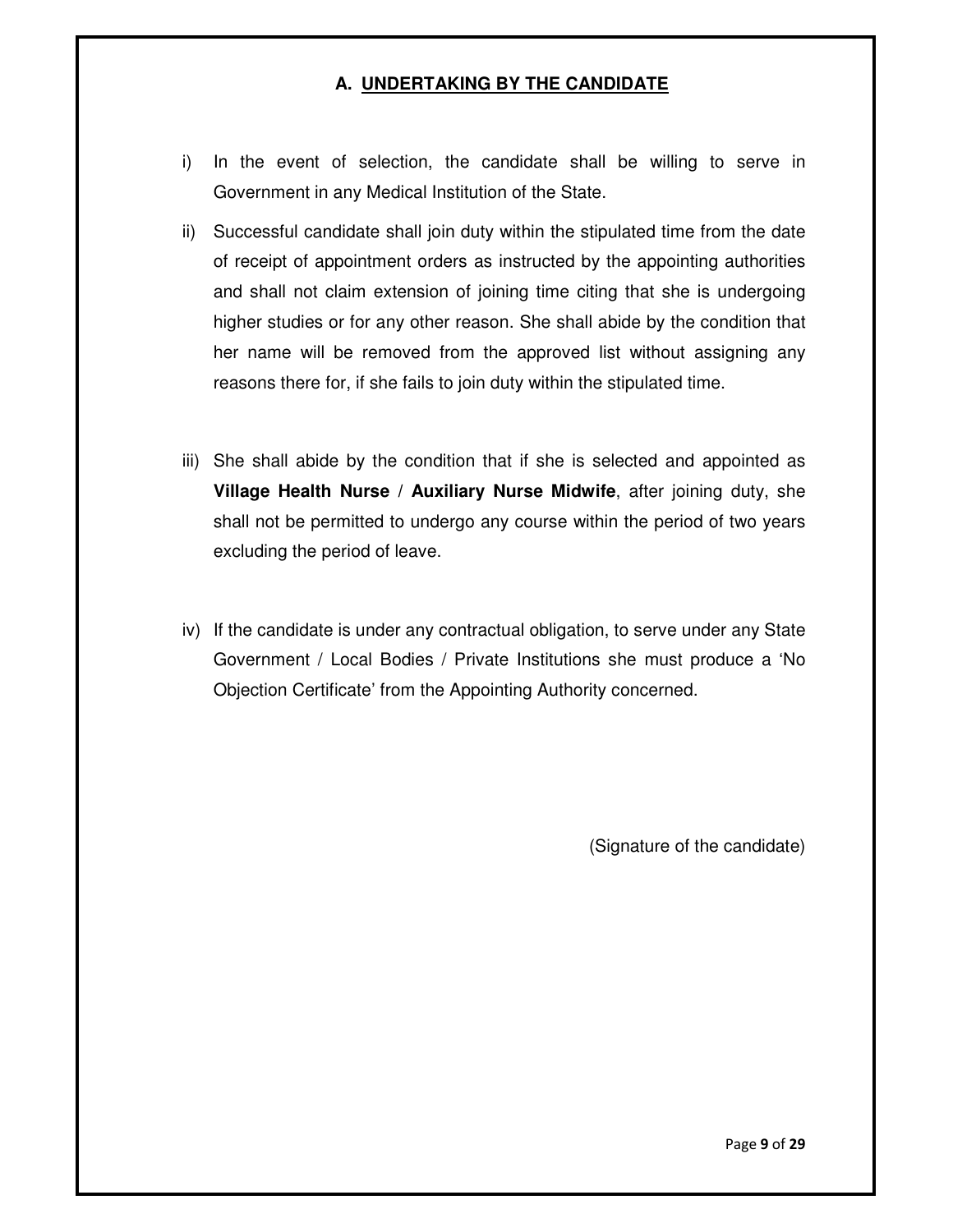## A. UNDERTAKING BY THE CANDIDATE

i) In the event of selection, the candidate shall be willing to serve in Government in any Medical Institution of the State.

ii) Successful candidate shall join duty within the stipulated time from the date of receipt of appointment orders as instructed by the appointing authorities and shall not claim extension of joining time citing that she is undergoing higher studies or for any other reason. She shall abide by the condition that her name will be removed from the approved list without assigning any reasons there for, if she fails to join duty within the stipulated time.

iii) She shall abide by the condition that if she is selected and appointed as **Village Health Nurse** / **Auxiliary Nurse Midwife**, after joining duty, she shall not be permitted to undergo any course within the period of two years excluding the period of leave.

iv) If the candidate is under any contractual obligation, to serve under any State Government / Local Bodies / Private Institutions she must produce a 'No Objection Certificate' from the Appointing Authority concerned.

(Signature of the candidate)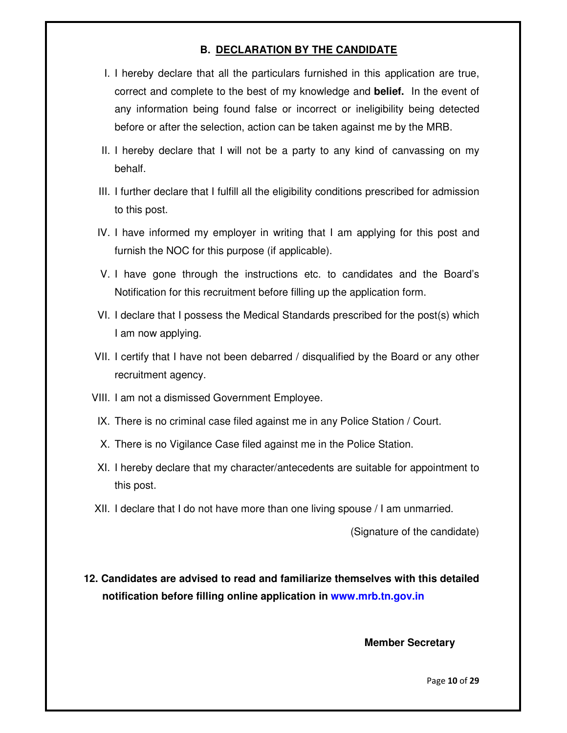## B. DECLARATION BY THE CANDIDATE

I. I hereby declare that all the particulars furnished in this application are true, correct and complete to the best of my knowledge and **belief.** In the event of any information being found false or incorrect or ineligibility being detected before or after the selection, action can be taken against me by the MRB.

II. I hereby declare that I will not be a party to any kind of canvassing on my behalf.

III. I further declare that I fulfill all the eligibility conditions prescribed for admission to this post.

IV. I have informed my employer in writing that I am applying for this post and furnish the NOC for this purpose (if applicable).

V. I have gone through the instructions etc. to candidates and the Board's Notification for this recruitment before filling up the application form.

VI. I declare that I possess the Medical Standards prescribed for the post(s) which I am now applying.

VII. I certify that I have not been debarred / disqualified by the Board or any other recruitment agency.

VIII. I am not a dismissed Government Employee.

IX. There is no criminal case filed against me in any Police Station / Court.

X. There is no Vigilance Case filed against me in the Police Station.

XI. I hereby declare that my character/antecedents are suitable for appointment to this post.

XII. I declare that I do not have more than one living spouse / I am unmarried.

(Signature of the candidate)

**12. Candidates are advised to read and familiarize themselves with this detailed notification before filling online application in www.mrb.tn.gov.in**

**Member Secretary**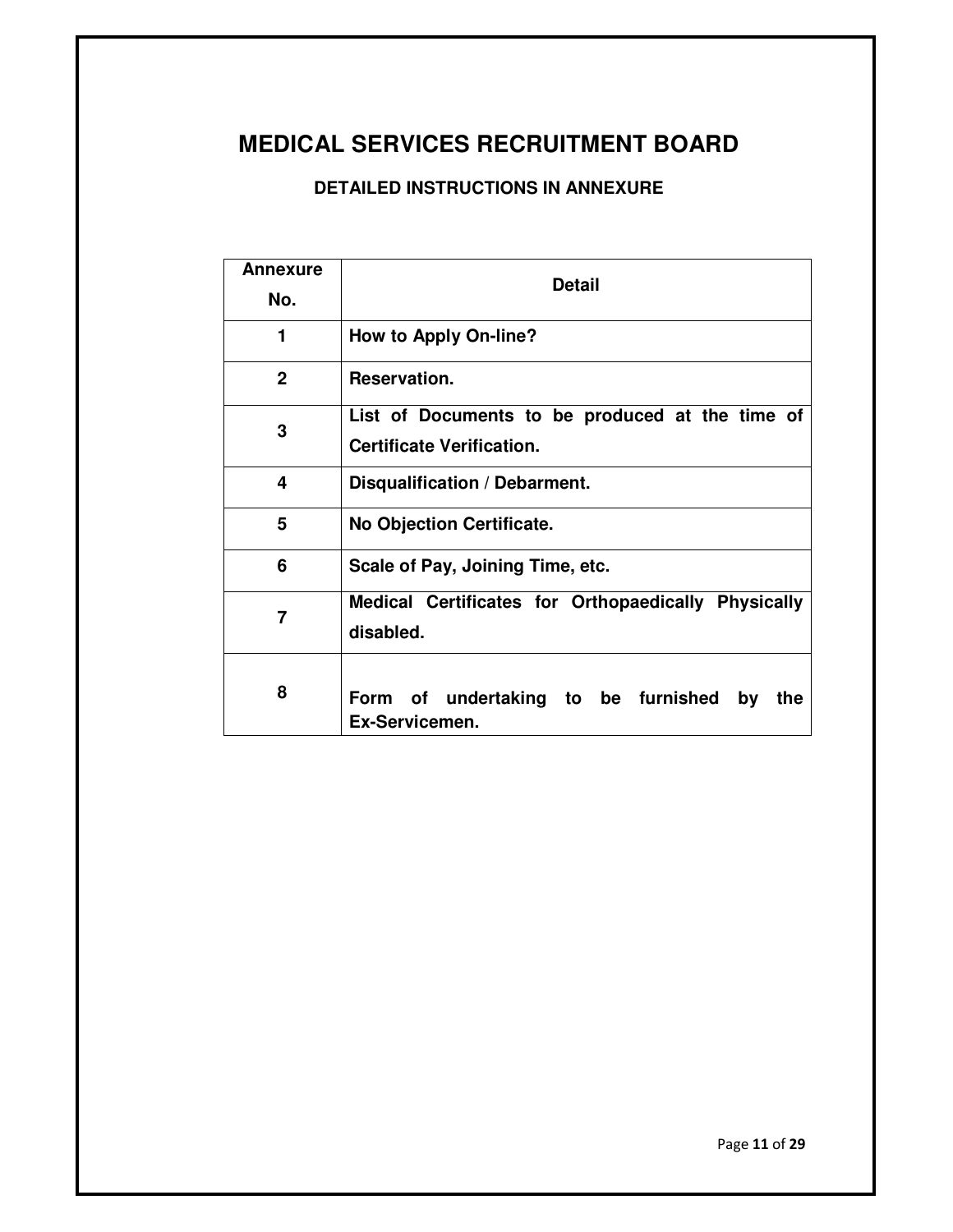# MEDICAL SERVICES RECRUITMENT BOARD

### DETAILED INSTRUCTIONS IN ANNEXURE

| Annexure No. | Detail |
|---|---|
| 1 | How to Apply On-line? |
| 2 | Reservation. |
| 3 | List of Documents to be produced at the time of Certificate Verification. |
| 4 | Disqualification / Debarment. |
| 5 | No Objection Certificate. |
| 6 | Scale of Pay, Joining Time, etc. |
| 7 | Medical Certificates for Orthopaedically Physically disabled. |
| 8 | Form of undertaking to be furnished by the Ex-Servicemen. |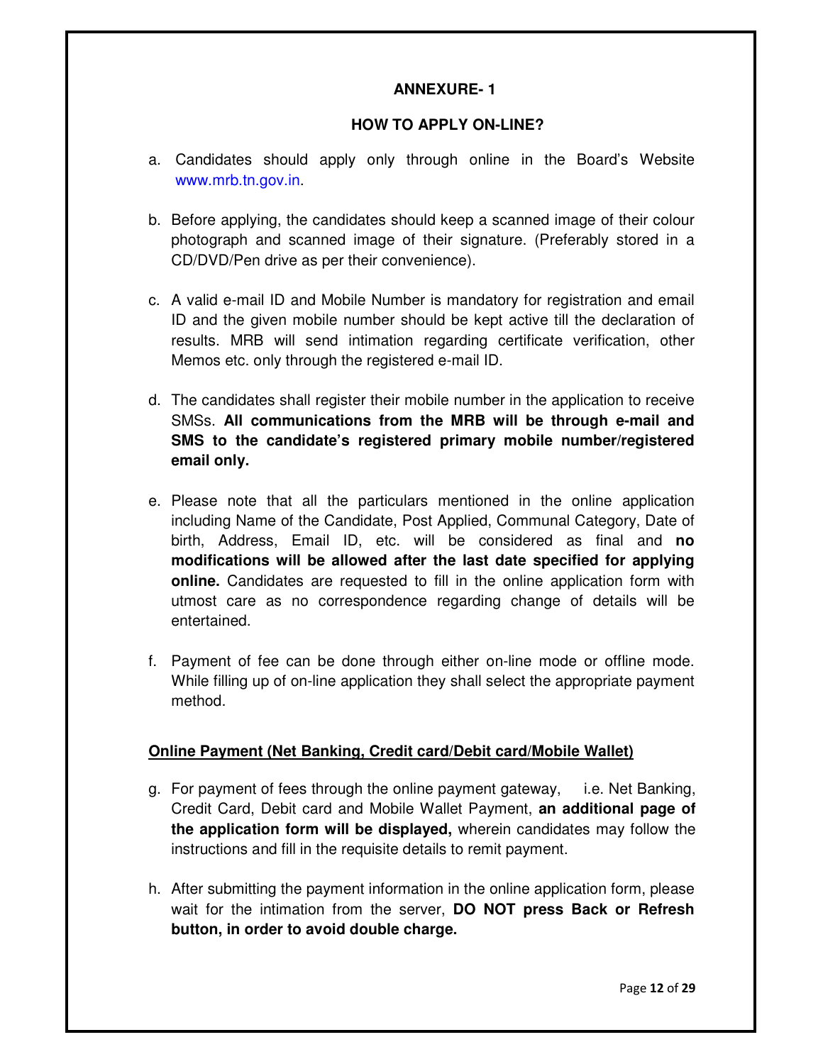## ANNEXURE- 1

### HOW TO APPLY ON-LINE?

a. Candidates should apply only through online in the Board's Website www.mrb.tn.gov.in.

b. Before applying, the candidates should keep a scanned image of their colour photograph and scanned image of their signature. (Preferably stored in a CD/DVD/Pen drive as per their convenience).

c. A valid e-mail ID and Mobile Number is mandatory for registration and email ID and the given mobile number should be kept active till the declaration of results. MRB will send intimation regarding certificate verification, other Memos etc. only through the registered e-mail ID.

d. The candidates shall register their mobile number in the application to receive SMSs. **All communications from the MRB will be through e-mail and SMS to the candidate's registered primary mobile number/registered email only.**

e. Please note that all the particulars mentioned in the online application including Name of the Candidate, Post Applied, Communal Category, Date of birth, Address, Email ID, etc. will be considered as final and **no modifications will be allowed after the last date specified for applying online.** Candidates are requested to fill in the online application form with utmost care as no correspondence regarding change of details will be entertained.

f. Payment of fee can be done through either on-line mode or offline mode. While filling up of on-line application they shall select the appropriate payment method.

**<u>Online Payment (Net Banking, Credit card/Debit card/Mobile Wallet)</u>**

g. For payment of fees through the online payment gateway, i.e. Net Banking, Credit Card, Debit card and Mobile Wallet Payment, **an additional page of the application form will be displayed,** wherein candidates may follow the instructions and fill in the requisite details to remit payment.

h. After submitting the payment information in the online application form, please wait for the intimation from the server, **DO NOT press Back or Refresh button, in order to avoid double charge.**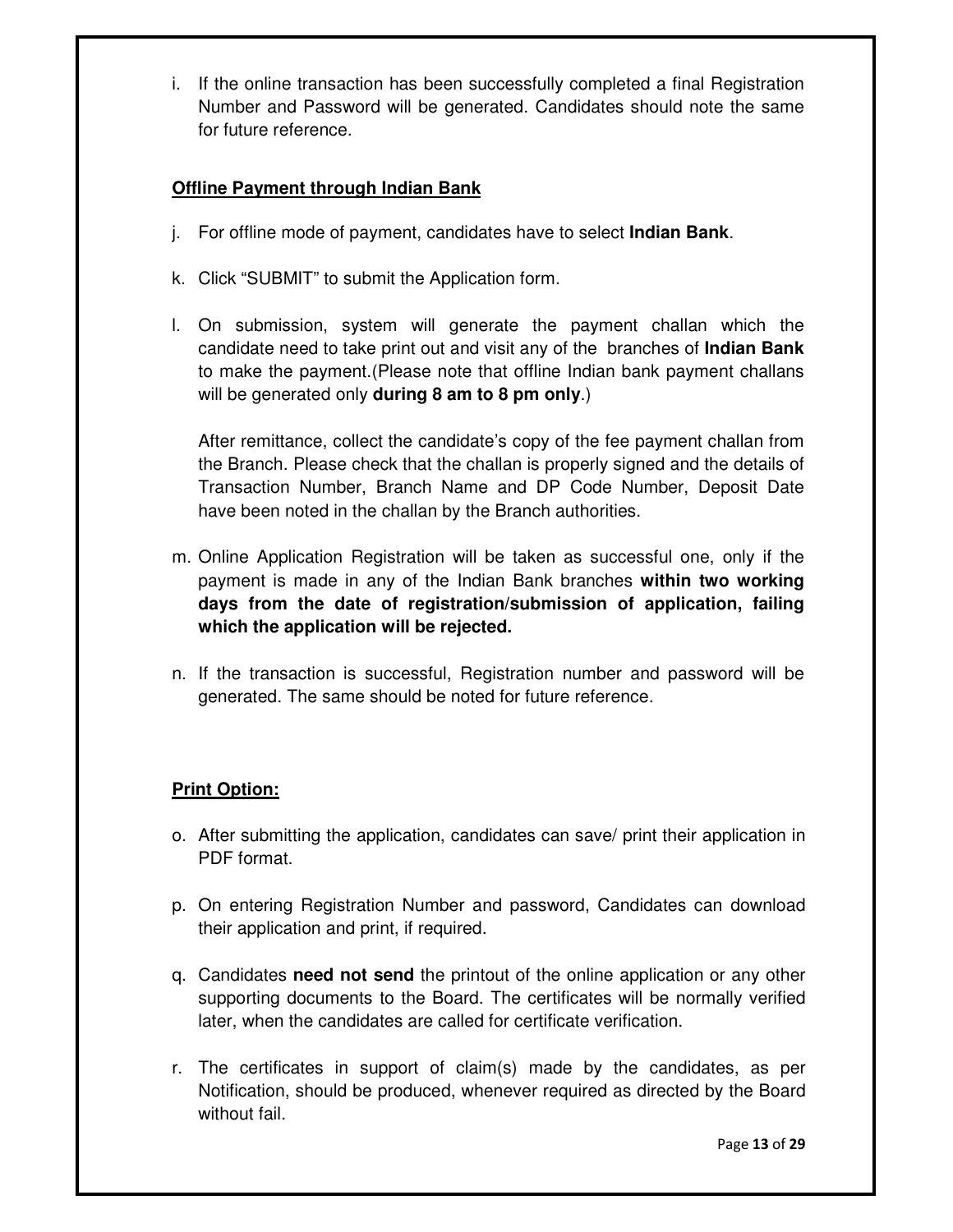i. If the online transaction has been successfully completed a final Registration Number and Password will be generated. Candidates should note the same for future reference.

**Offline Payment through Indian Bank**

j. For offline mode of payment, candidates have to select **Indian Bank**.

k. Click "SUBMIT" to submit the Application form.

l. On submission, system will generate the payment challan which the candidate need to take print out and visit any of the branches of **Indian Bank** to make the payment.(Please note that offline Indian bank payment challans will be generated only **during 8 am to 8 pm only**.)

   After remittance, collect the candidate's copy of the fee payment challan from the Branch. Please check that the challan is properly signed and the details of Transaction Number, Branch Name and DP Code Number, Deposit Date have been noted in the challan by the Branch authorities.

m. Online Application Registration will be taken as successful one, only if the payment is made in any of the Indian Bank branches **within two working days from the date of registration/submission of application, failing which the application will be rejected.**

n. If the transaction is successful, Registration number and password will be generated. The same should be noted for future reference.

**Print Option:**

o. After submitting the application, candidates can save/ print their application in PDF format.

p. On entering Registration Number and password, Candidates can download their application and print, if required.

q. Candidates **need not send** the printout of the online application or any other supporting documents to the Board. The certificates will be normally verified later, when the candidates are called for certificate verification.

r. The certificates in support of claim(s) made by the candidates, as per Notification, should be produced, whenever required as directed by the Board without fail.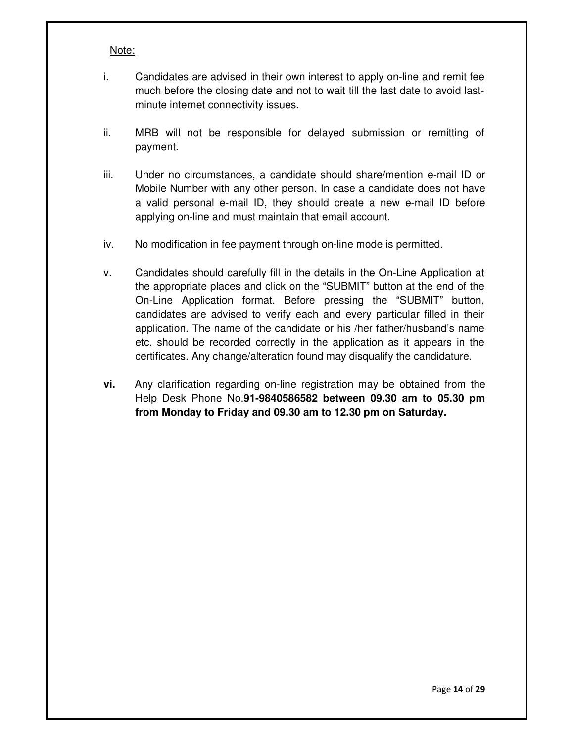Note:

i. Candidates are advised in their own interest to apply on-line and remit fee much before the closing date and not to wait till the last date to avoid last-minute internet connectivity issues.

ii. MRB will not be responsible for delayed submission or remitting of payment.

iii. Under no circumstances, a candidate should share/mention e-mail ID or Mobile Number with any other person. In case a candidate does not have a valid personal e-mail ID, they should create a new e-mail ID before applying on-line and must maintain that email account.

iv. No modification in fee payment through on-line mode is permitted.

v. Candidates should carefully fill in the details in the On-Line Application at the appropriate places and click on the "SUBMIT" button at the end of the On-Line Application format. Before pressing the "SUBMIT" button, candidates are advised to verify each and every particular filled in their application. The name of the candidate or his /her father/husband's name etc. should be recorded correctly in the application as it appears in the certificates. Any change/alteration found may disqualify the candidature.

**vi.** Any clarification regarding on-line registration may be obtained from the Help Desk Phone No.**91-9840586582 between 09.30 am to 05.30 pm from Monday to Friday and 09.30 am to 12.30 pm on Saturday.**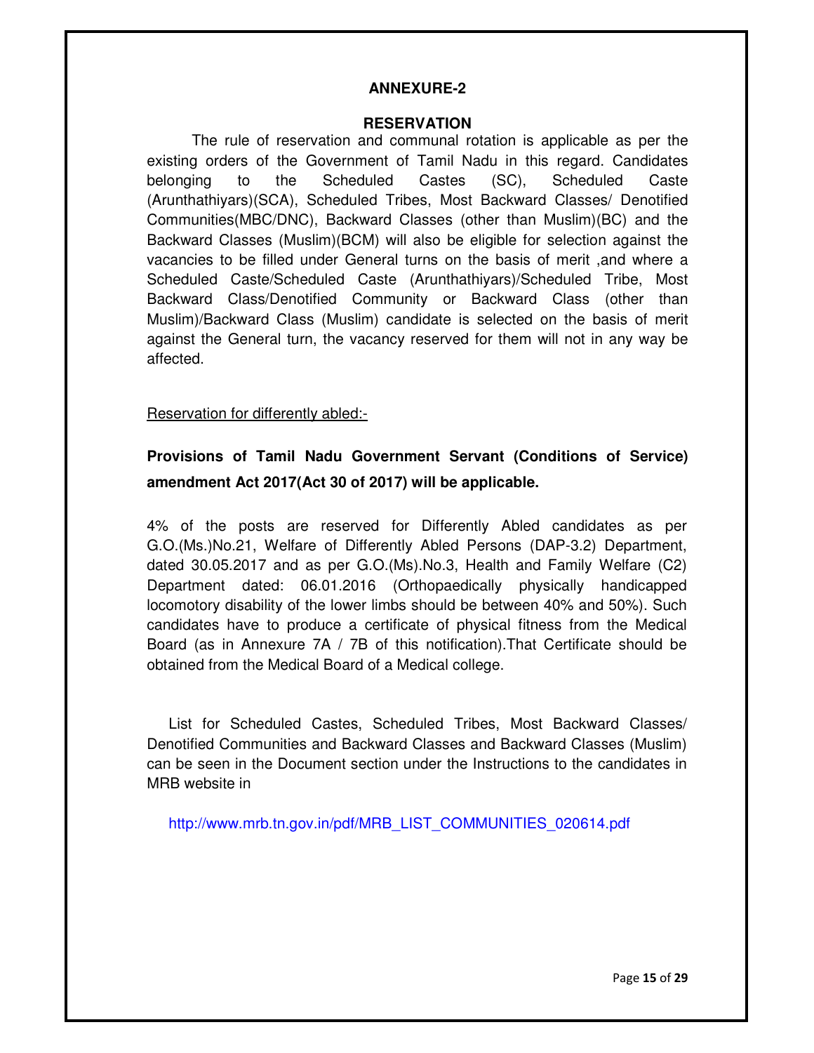## ANNEXURE-2

### RESERVATION

The rule of reservation and communal rotation is applicable as per the existing orders of the Government of Tamil Nadu in this regard. Candidates belonging to the Scheduled Castes (SC), Scheduled Caste (Arunthathiyars)(SCA), Scheduled Tribes, Most Backward Classes/ Denotified Communities(MBC/DNC), Backward Classes (other than Muslim)(BC) and the Backward Classes (Muslim)(BCM) will also be eligible for selection against the vacancies to be filled under General turns on the basis of merit ,and where a Scheduled Caste/Scheduled Caste (Arunthathiyars)/Scheduled Tribe, Most Backward Class/Denotified Community or Backward Class (other than Muslim)/Backward Class (Muslim) candidate is selected on the basis of merit against the General turn, the vacancy reserved for them will not in any way be affected.

Reservation for differently abled:-

**Provisions of Tamil Nadu Government Servant (Conditions of Service) amendment Act 2017(Act 30 of 2017) will be applicable.**

4% of the posts are reserved for Differently Abled candidates as per G.O.(Ms.)No.21, Welfare of Differently Abled Persons (DAP-3.2) Department, dated 30.05.2017 and as per G.O.(Ms).No.3, Health and Family Welfare (C2) Department dated: 06.01.2016 (Orthopaedically physically handicapped locomotory disability of the lower limbs should be between 40% and 50%). Such candidates have to produce a certificate of physical fitness from the Medical Board (as in Annexure 7A / 7B of this notification).That Certificate should be obtained from the Medical Board of a Medical college.

List for Scheduled Castes, Scheduled Tribes, Most Backward Classes/ Denotified Communities and Backward Classes and Backward Classes (Muslim) can be seen in the Document section under the Instructions to the candidates in MRB website in

http://www.mrb.tn.gov.in/pdf/MRB_LIST_COMMUNITIES_020614.pdf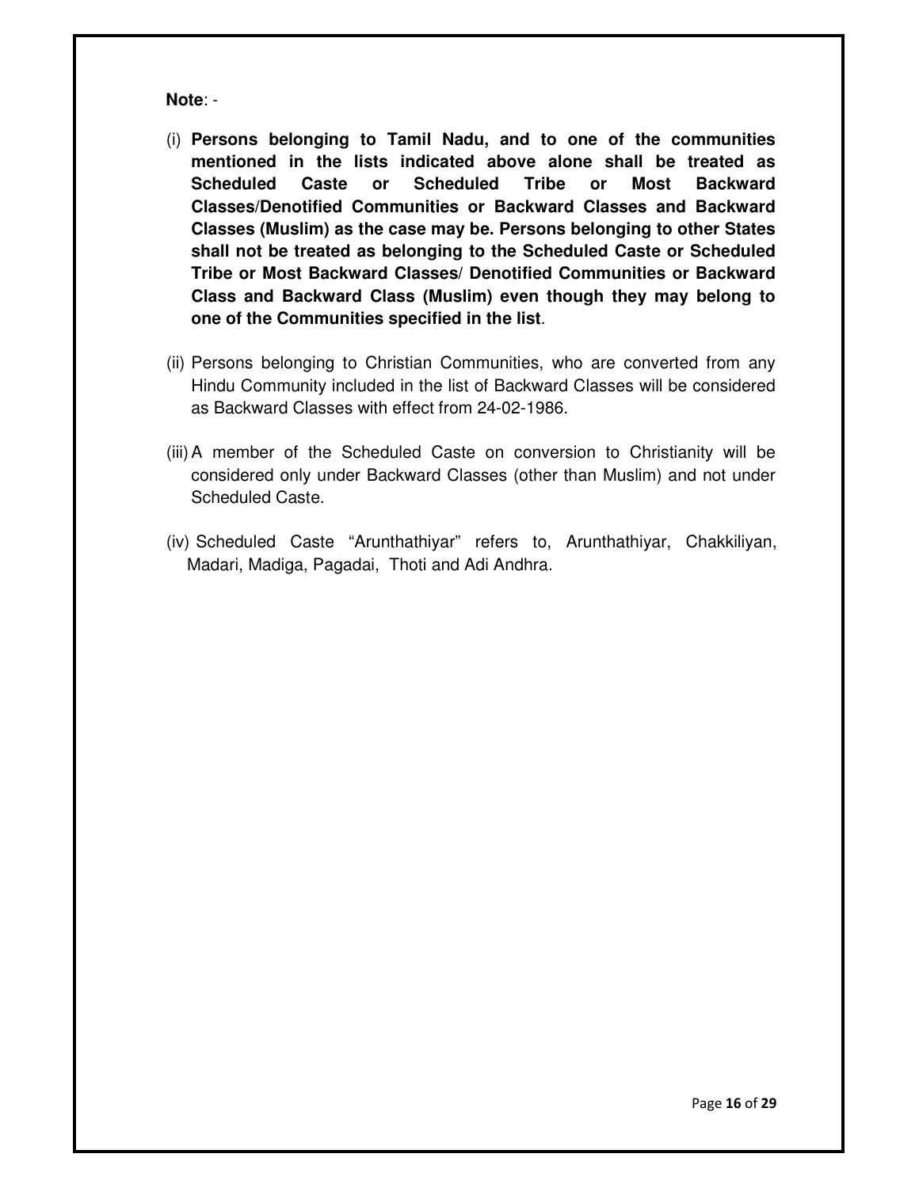**Note**: -

(i) **Persons belonging to Tamil Nadu, and to one of the communities mentioned in the lists indicated above alone shall be treated as Scheduled Caste or Scheduled Tribe or Most Backward Classes/Denotified Communities or Backward Classes and Backward Classes (Muslim) as the case may be. Persons belonging to other States shall not be treated as belonging to the Scheduled Caste or Scheduled Tribe or Most Backward Classes/ Denotified Communities or Backward Class and Backward Class (Muslim) even though they may belong to one of the Communities specified in the list**.

(ii) Persons belonging to Christian Communities, who are converted from any Hindu Community included in the list of Backward Classes will be considered as Backward Classes with effect from 24-02-1986.

(iii) A member of the Scheduled Caste on conversion to Christianity will be considered only under Backward Classes (other than Muslim) and not under Scheduled Caste.

(iv) Scheduled Caste "Arunthathiyar" refers to, Arunthathiyar, Chakkiliyan, Madari, Madiga, Pagadai, Thoti and Adi Andhra.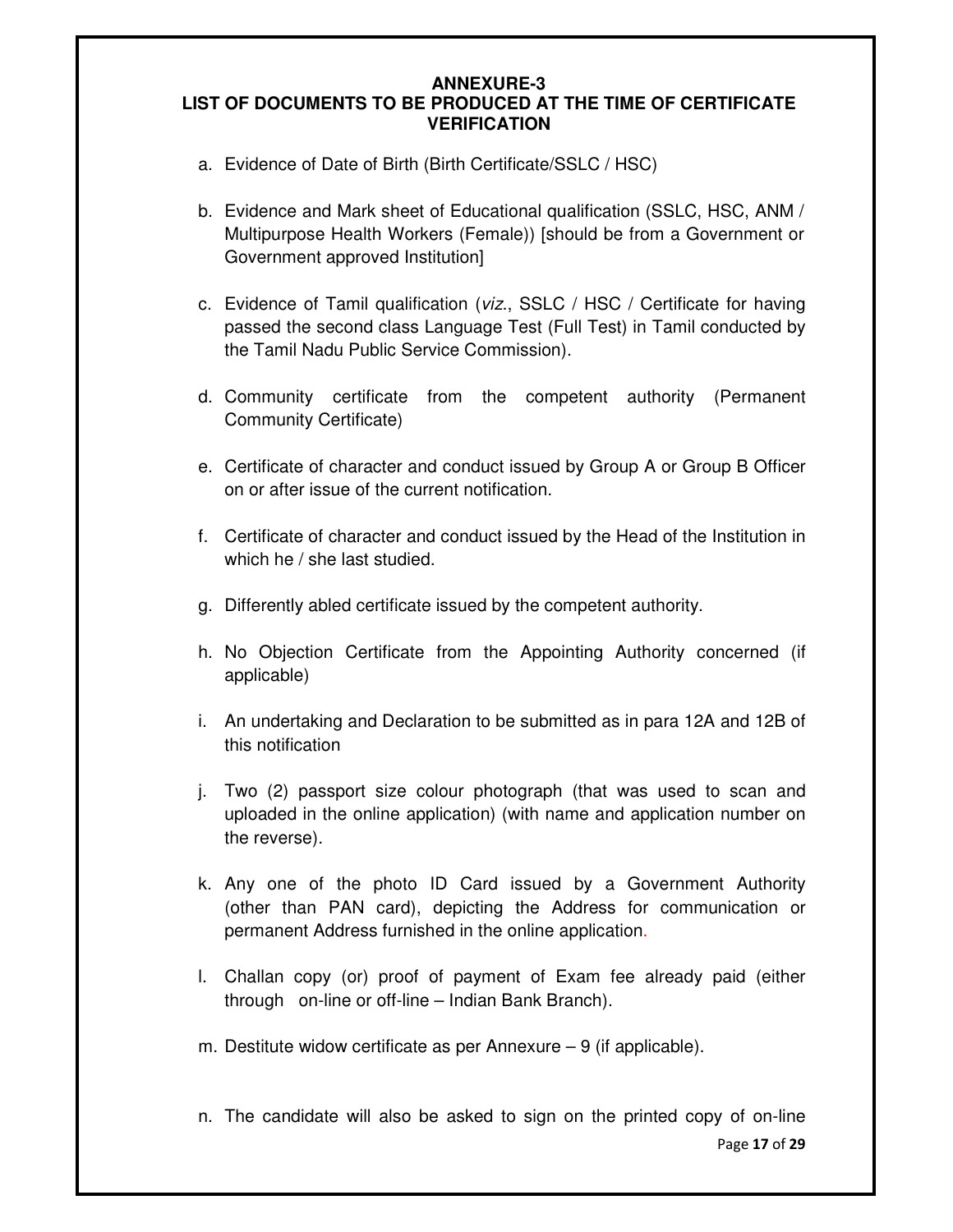## ANNEXURE-3
## LIST OF DOCUMENTS TO BE PRODUCED AT THE TIME OF CERTIFICATE VERIFICATION

a. Evidence of Date of Birth (Birth Certificate/SSLC / HSC)

b. Evidence and Mark sheet of Educational qualification (SSLC, HSC, ANM / Multipurpose Health Workers (Female)) [should be from a Government or Government approved Institution]

c. Evidence of Tamil qualification (*viz*., SSLC / HSC / Certificate for having passed the second class Language Test (Full Test) in Tamil conducted by the Tamil Nadu Public Service Commission).

d. Community certificate from the competent authority (Permanent Community Certificate)

e. Certificate of character and conduct issued by Group A or Group B Officer on or after issue of the current notification.

f. Certificate of character and conduct issued by the Head of the Institution in which he / she last studied.

g. Differently abled certificate issued by the competent authority.

h. No Objection Certificate from the Appointing Authority concerned (if applicable)

i. An undertaking and Declaration to be submitted as in para 12A and 12B of this notification

j. Two (2) passport size colour photograph (that was used to scan and uploaded in the online application) (with name and application number on the reverse).

k. Any one of the photo ID Card issued by a Government Authority (other than PAN card), depicting the Address for communication or permanent Address furnished in the online application.

l. Challan copy (or) proof of payment of Exam fee already paid (either through on-line or off-line – Indian Bank Branch).

m. Destitute widow certificate as per Annexure – 9 (if applicable).

n. The candidate will also be asked to sign on the printed copy of on-line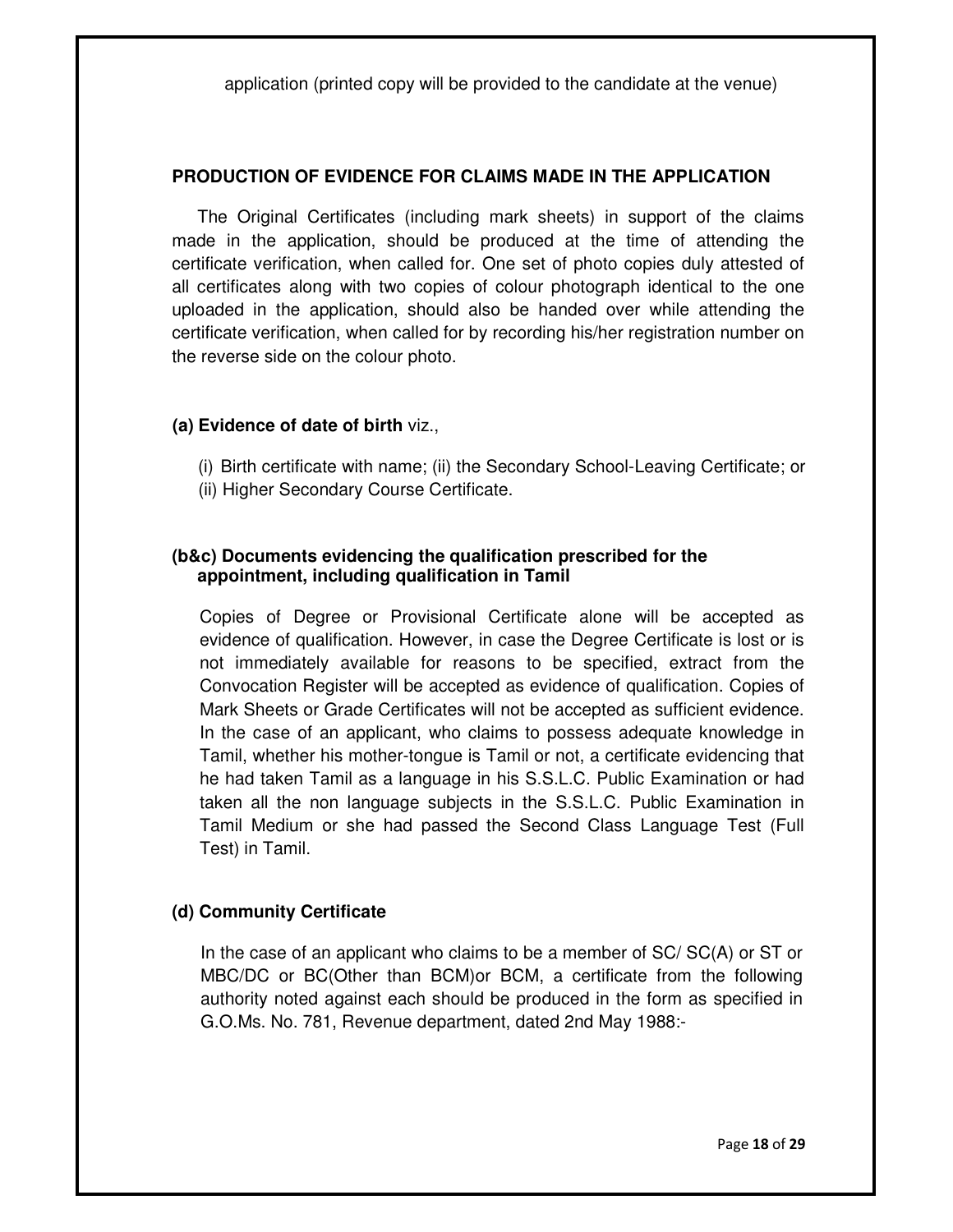application (printed copy will be provided to the candidate at the venue)

## PRODUCTION OF EVIDENCE FOR CLAIMS MADE IN THE APPLICATION

The Original Certificates (including mark sheets) in support of the claims made in the application, should be produced at the time of attending the certificate verification, when called for. One set of photo copies duly attested of all certificates along with two copies of colour photograph identical to the one uploaded in the application, should also be handed over while attending the certificate verification, when called for by recording his/her registration number on the reverse side on the colour photo.

### (a) Evidence of date of birth viz.,

(i) Birth certificate with name; (ii) the Secondary School-Leaving Certificate; or
(ii) Higher Secondary Course Certificate.

### (b&c) Documents evidencing the qualification prescribed for the appointment, including qualification in Tamil

Copies of Degree or Provisional Certificate alone will be accepted as evidence of qualification. However, in case the Degree Certificate is lost or is not immediately available for reasons to be specified, extract from the Convocation Register will be accepted as evidence of qualification. Copies of Mark Sheets or Grade Certificates will not be accepted as sufficient evidence. In the case of an applicant, who claims to possess adequate knowledge in Tamil, whether his mother-tongue is Tamil or not, a certificate evidencing that he had taken Tamil as a language in his S.S.L.C. Public Examination or had taken all the non language subjects in the S.S.L.C. Public Examination in Tamil Medium or she had passed the Second Class Language Test (Full Test) in Tamil.

### (d) Community Certificate

In the case of an applicant who claims to be a member of SC/ SC(A) or ST or MBC/DC or BC(Other than BCM)or BCM, a certificate from the following authority noted against each should be produced in the form as specified in G.O.Ms. No. 781, Revenue department, dated 2nd May 1988:-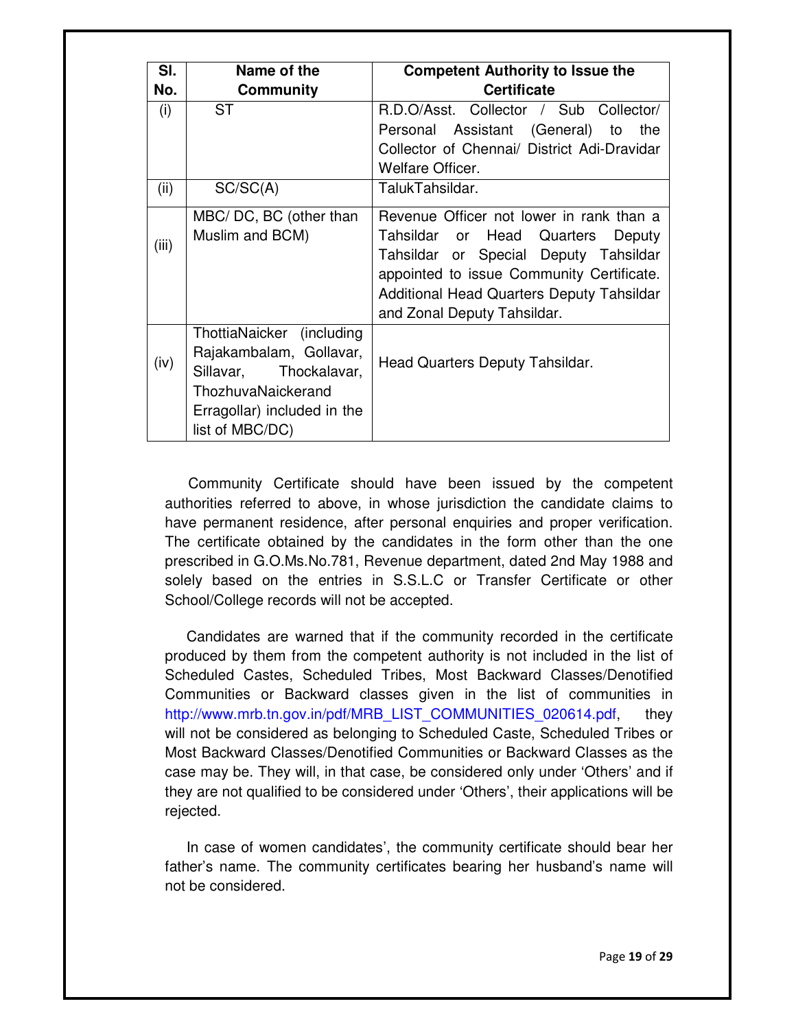| Sl. No. | Name of the Community | Competent Authority to Issue the Certificate |
|---|---|---|
| (i) | ST | R.D.O/Asst. Collector / Sub Collector/ Personal Assistant (General) to the Collector of Chennai/ District Adi-Dravidar Welfare Officer. |
| (ii) | SC/SC(A) | TalukTahsildar. |
| (iii) | MBC/ DC, BC (other than Muslim and BCM) | Revenue Officer not lower in rank than a Tahsildar or Head Quarters Deputy Tahsildar or Special Deputy Tahsildar appointed to issue Community Certificate. Additional Head Quarters Deputy Tahsildar and Zonal Deputy Tahsildar. |
| (iv) | ThottiaNaicker (including Rajakambalam, Gollavar, Sillavar, Thockalavar, ThozhuvaNaickerand Erragollar) included in the list of MBC/DC) | Head Quarters Deputy Tahsildar. |

Community Certificate should have been issued by the competent authorities referred to above, in whose jurisdiction the candidate claims to have permanent residence, after personal enquiries and proper verification. The certificate obtained by the candidates in the form other than the one prescribed in G.O.Ms.No.781, Revenue department, dated 2nd May 1988 and solely based on the entries in S.S.L.C or Transfer Certificate or other School/College records will not be accepted.

Candidates are warned that if the community recorded in the certificate produced by them from the competent authority is not included in the list of Scheduled Castes, Scheduled Tribes, Most Backward Classes/Denotified Communities or Backward classes given in the list of communities in http://www.mrb.tn.gov.in/pdf/MRB_LIST_COMMUNITIES_020614.pdf, they will not be considered as belonging to Scheduled Caste, Scheduled Tribes or Most Backward Classes/Denotified Communities or Backward Classes as the case may be. They will, in that case, be considered only under 'Others' and if they are not qualified to be considered under 'Others', their applications will be rejected.

In case of women candidates', the community certificate should bear her father's name. The community certificates bearing her husband's name will not be considered.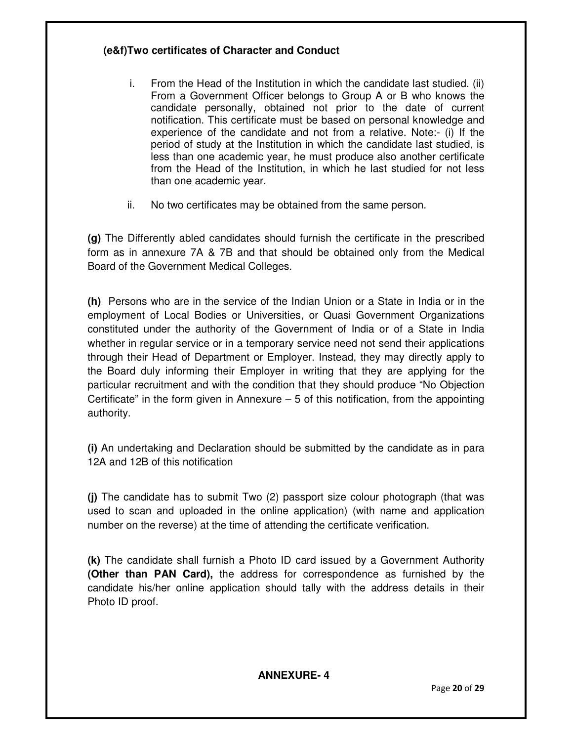**(e&f)Two certificates of Character and Conduct**

i. From the Head of the Institution in which the candidate last studied. (ii) From a Government Officer belongs to Group A or B who knows the candidate personally, obtained not prior to the date of current notification. This certificate must be based on personal knowledge and experience of the candidate and not from a relative. Note:- (i) If the period of study at the Institution in which the candidate last studied, is less than one academic year, he must produce also another certificate from the Head of the Institution, in which he last studied for not less than one academic year.

ii. No two certificates may be obtained from the same person.

**(g)** The Differently abled candidates should furnish the certificate in the prescribed form as in annexure 7A & 7B and that should be obtained only from the Medical Board of the Government Medical Colleges.

**(h)** Persons who are in the service of the Indian Union or a State in India or in the employment of Local Bodies or Universities, or Quasi Government Organizations constituted under the authority of the Government of India or of a State in India whether in regular service or in a temporary service need not send their applications through their Head of Department or Employer. Instead, they may directly apply to the Board duly informing their Employer in writing that they are applying for the particular recruitment and with the condition that they should produce "No Objection Certificate" in the form given in Annexure – 5 of this notification, from the appointing authority.

**(i)** An undertaking and Declaration should be submitted by the candidate as in para 12A and 12B of this notification

**(j)** The candidate has to submit Two (2) passport size colour photograph (that was used to scan and uploaded in the online application) (with name and application number on the reverse) at the time of attending the certificate verification.

**(k)** The candidate shall furnish a Photo ID card issued by a Government Authority **(Other than PAN Card),** the address for correspondence as furnished by the candidate his/her online application should tally with the address details in their Photo ID proof.

**ANNEXURE- 4**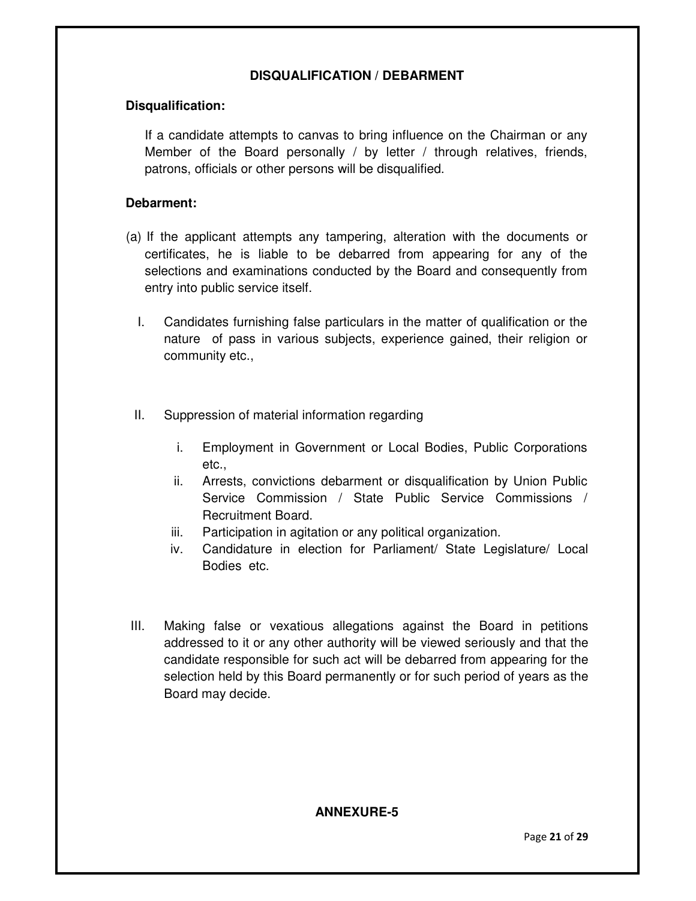## DISQUALIFICATION / DEBARMENT

**Disqualification:**

If a candidate attempts to canvas to bring influence on the Chairman or any Member of the Board personally / by letter / through relatives, friends, patrons, officials or other persons will be disqualified.

**Debarment:**

(a) If the applicant attempts any tampering, alteration with the documents or certificates, he is liable to be debarred from appearing for any of the selections and examinations conducted by the Board and consequently from entry into public service itself.

I. Candidates furnishing false particulars in the matter of qualification or the nature of pass in various subjects, experience gained, their religion or community etc.,

II. Suppression of material information regarding

   i. Employment in Government or Local Bodies, Public Corporations etc.,
   ii. Arrests, convictions debarment or disqualification by Union Public Service Commission / State Public Service Commissions / Recruitment Board.
   iii. Participation in agitation or any political organization.
   iv. Candidature in election for Parliament/ State Legislature/ Local Bodies etc.

III. Making false or vexatious allegations against the Board in petitions addressed to it or any other authority will be viewed seriously and that the candidate responsible for such act will be debarred from appearing for the selection held by this Board permanently or for such period of years as the Board may decide.

**ANNEXURE-5**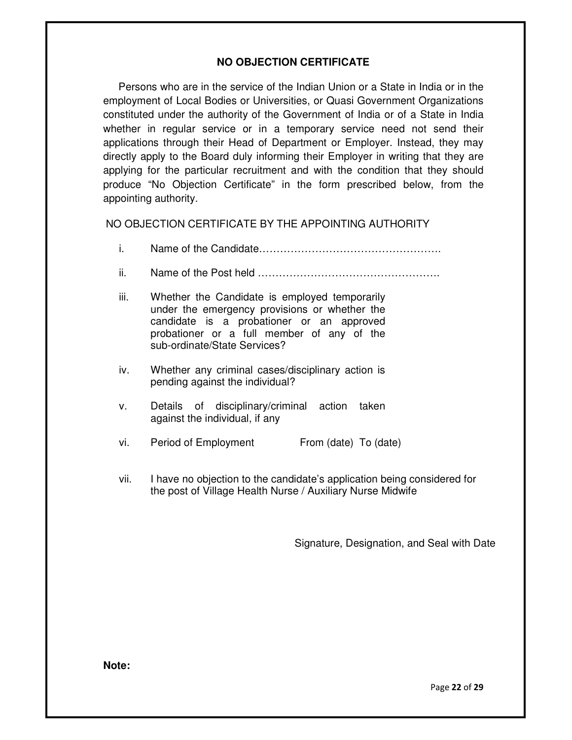## NO OBJECTION CERTIFICATE

Persons who are in the service of the Indian Union or a State in India or in the employment of Local Bodies or Universities, or Quasi Government Organizations constituted under the authority of the Government of India or of a State in India whether in regular service or in a temporary service need not send their applications through their Head of Department or Employer. Instead, they may directly apply to the Board duly informing their Employer in writing that they are applying for the particular recruitment and with the condition that they should produce “No Objection Certificate” in the form prescribed below, from the appointing authority.

NO OBJECTION CERTIFICATE BY THE APPOINTING AUTHORITY

i. Name of the Candidate…………………………………………….

ii. Name of the Post held …………………………………………….

iii. Whether the Candidate is employed temporarily under the emergency provisions or whether the candidate is a probationer or an approved probationer or a full member of any of the sub-ordinate/State Services?

iv. Whether any criminal cases/disciplinary action is pending against the individual?

v. Details of disciplinary/criminal action taken against the individual, if any

vi. Period of Employment From (date) To (date)

vii. I have no objection to the candidate’s application being considered for the post of Village Health Nurse / Auxiliary Nurse Midwife

Signature, Designation, and Seal with Date

**Note:**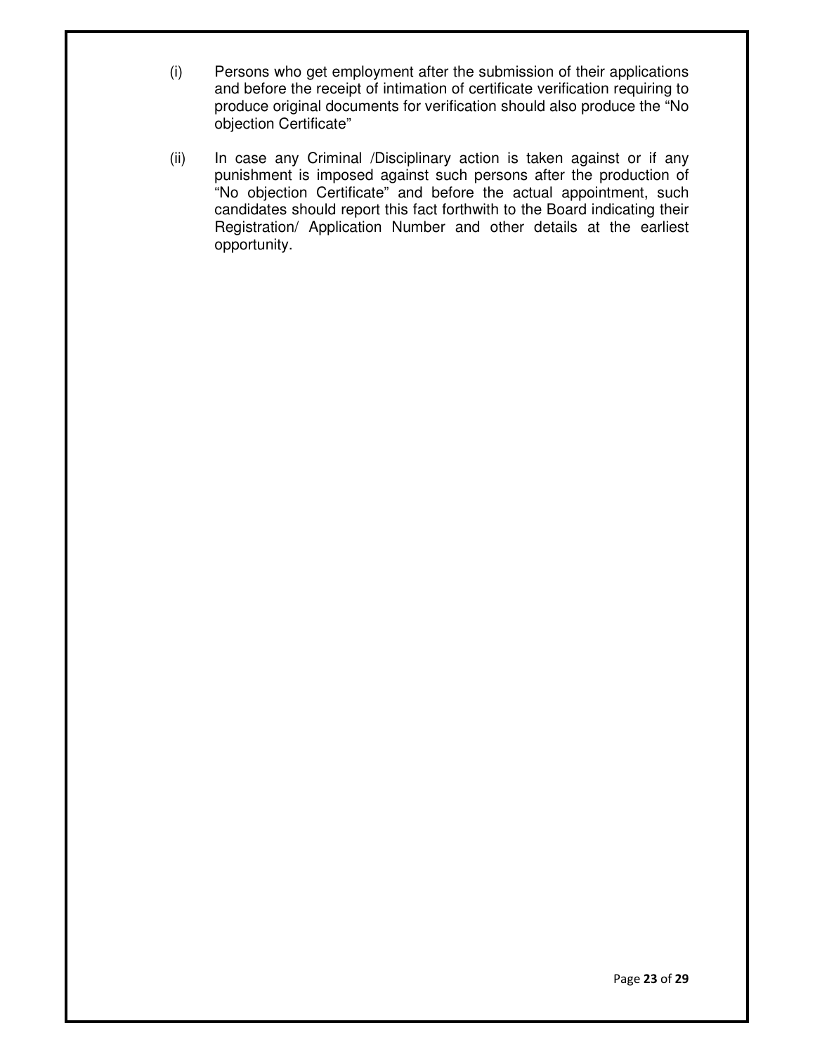(i) Persons who get employment after the submission of their applications and before the receipt of intimation of certificate verification requiring to produce original documents for verification should also produce the "No objection Certificate"

(ii) In case any Criminal /Disciplinary action is taken against or if any punishment is imposed against such persons after the production of "No objection Certificate" and before the actual appointment, such candidates should report this fact forthwith to the Board indicating their Registration/ Application Number and other details at the earliest opportunity.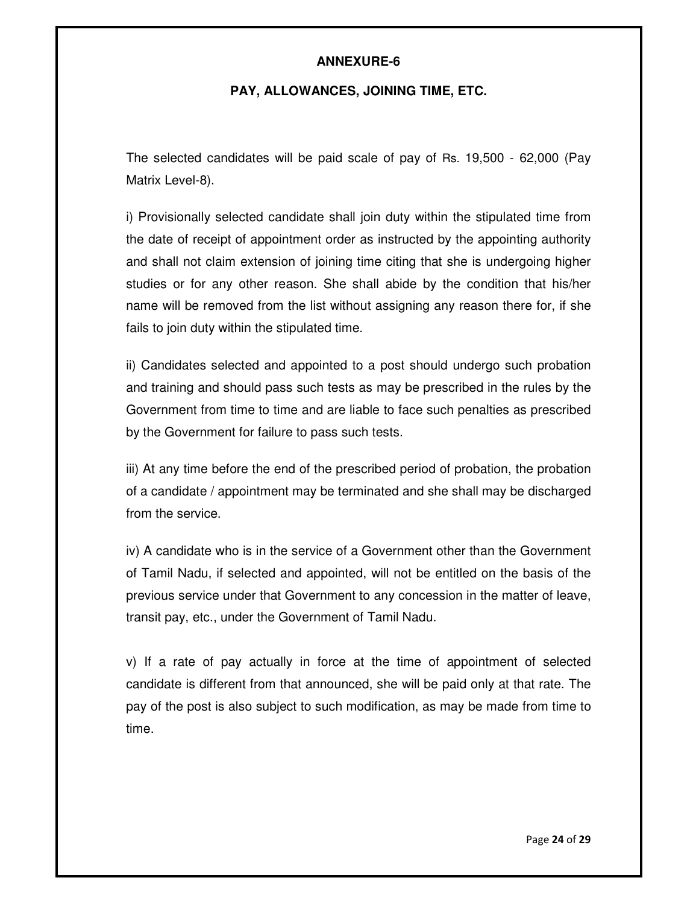## ANNEXURE-6

### PAY, ALLOWANCES, JOINING TIME, ETC.

The selected candidates will be paid scale of pay of Rs. 19,500 - 62,000 (Pay Matrix Level-8).

i) Provisionally selected candidate shall join duty within the stipulated time from the date of receipt of appointment order as instructed by the appointing authority and shall not claim extension of joining time citing that she is undergoing higher studies or for any other reason. She shall abide by the condition that his/her name will be removed from the list without assigning any reason there for, if she fails to join duty within the stipulated time.

ii) Candidates selected and appointed to a post should undergo such probation and training and should pass such tests as may be prescribed in the rules by the Government from time to time and are liable to face such penalties as prescribed by the Government for failure to pass such tests.

iii) At any time before the end of the prescribed period of probation, the probation of a candidate / appointment may be terminated and she shall may be discharged from the service.

iv) A candidate who is in the service of a Government other than the Government of Tamil Nadu, if selected and appointed, will not be entitled on the basis of the previous service under that Government to any concession in the matter of leave, transit pay, etc., under the Government of Tamil Nadu.

v) If a rate of pay actually in force at the time of appointment of selected candidate is different from that announced, she will be paid only at that rate. The pay of the post is also subject to such modification, as may be made from time to time.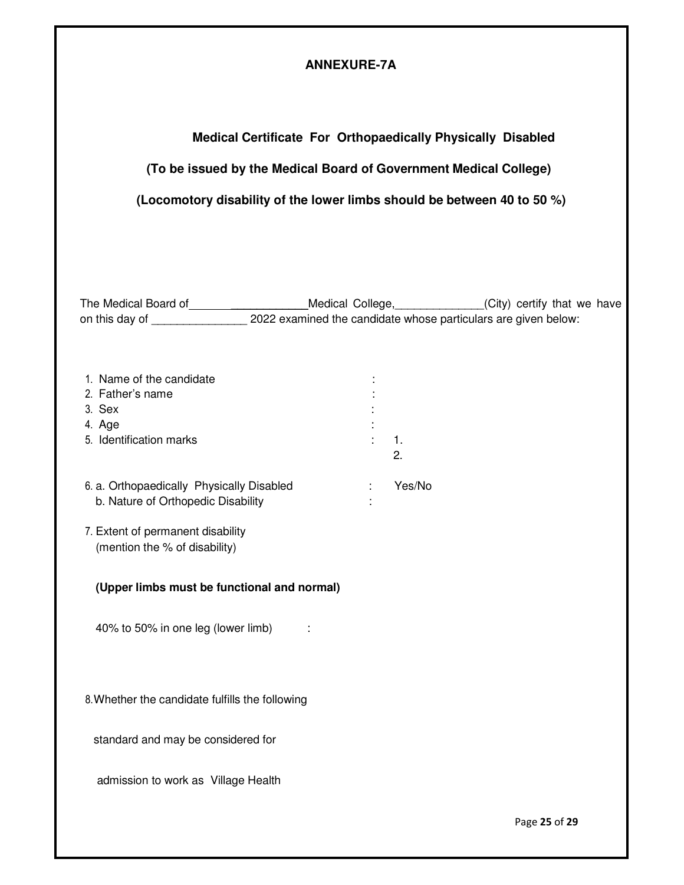**ANNEXURE-7A**

**Medical Certificate For Orthopaedically Physically Disabled**

**(To be issued by the Medical Board of Government Medical College)**

**(Locomotory disability of the lower limbs should be between 40 to 50 %)**

The Medical Board of___________________Medical College,______________(City) certify that we have on this day of _______________ 2022 examined the candidate whose particulars are given below:

1. Name of the candidate :
2. Father's name :
3. Sex :
4. Age :
5. Identification marks : 1.
   2.

6. a. Orthopaedically Physically Disabled : Yes/No
   b. Nature of Orthopedic Disability :

7. Extent of permanent disability
   (mention the % of disability)

   **(Upper limbs must be functional and normal)**

   40% to 50% in one leg (lower limb) :

8. Whether the candidate fulfills the following

   standard and may be considered for

   admission to work as Village Health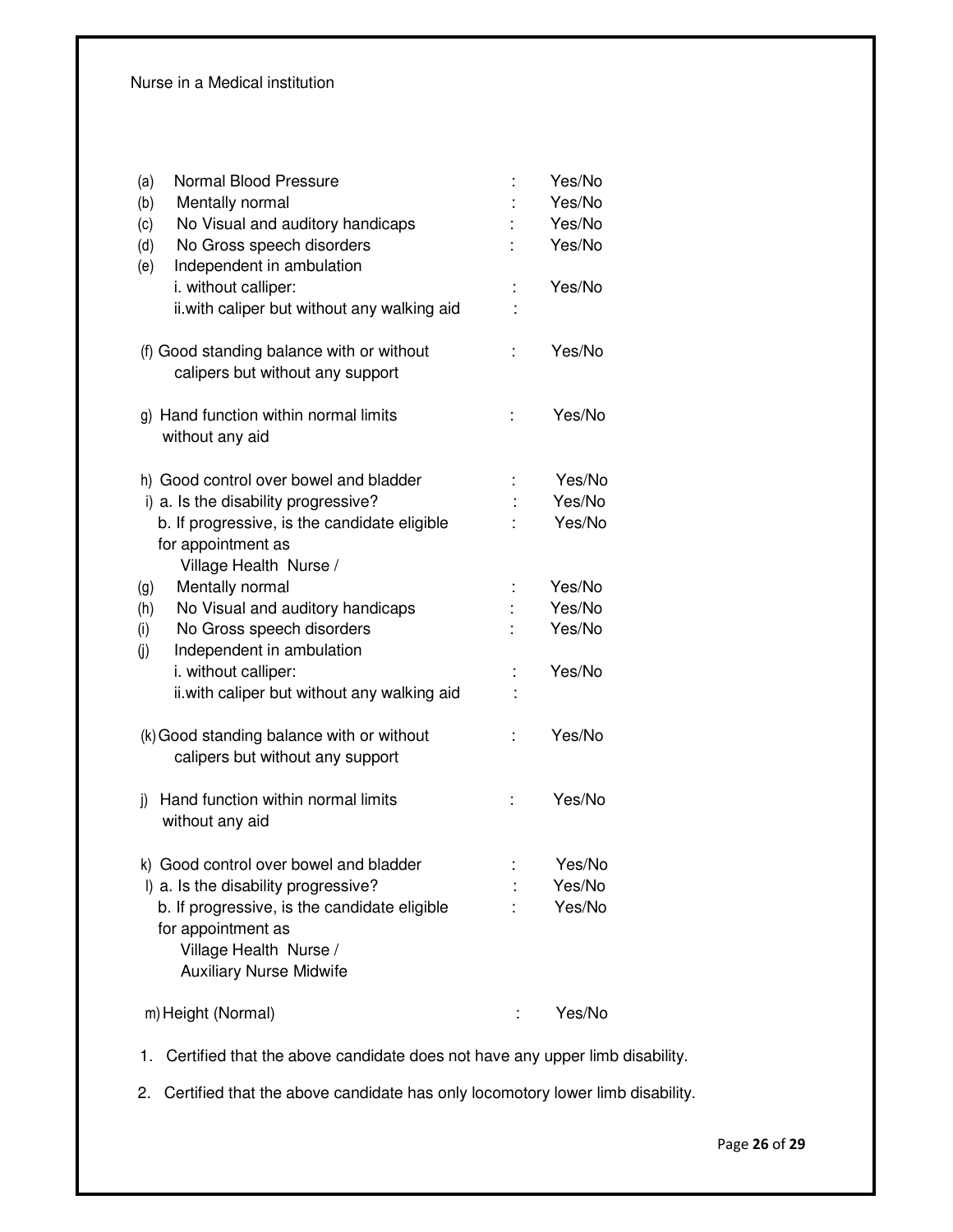Nurse in a Medical institution

| | | | |
|---|---|---|---|
| (a) | Normal Blood Pressure | : | Yes/No |
| (b) | Mentally normal | : | Yes/No |
| (c) | No Visual and auditory handicaps | : | Yes/No |
| (d) | No Gross speech disorders | : | Yes/No |
| (e) | Independent in ambulation | | |
| | i. without calliper: | : | Yes/No |
| | ii.with caliper but without any walking aid | : | |
| (f) | Good standing balance with or without calipers but without any support | : | Yes/No |
| g) | Hand function within normal limits without any aid | : | Yes/No |
| h) | Good control over bowel and bladder | : | Yes/No |
| i) | a. Is the disability progressive? | : | Yes/No |
| | b. If progressive, is the candidate eligible for appointment as Village Health Nurse / | : | Yes/No |
| (g) | Mentally normal | : | Yes/No |
| (h) | No Visual and auditory handicaps | : | Yes/No |
| (i) | No Gross speech disorders | : | Yes/No |
| (j) | Independent in ambulation | | |
| | i. without calliper: | : | Yes/No |
| | ii.with caliper but without any walking aid | : | |
| (k) | Good standing balance with or without calipers but without any support | : | Yes/No |
| j) | Hand function within normal limits without any aid | : | Yes/No |
| k) | Good control over bowel and bladder | : | Yes/No |
| l) | a. Is the disability progressive? | : | Yes/No |
| | b. If progressive, is the candidate eligible for appointment as Village Health Nurse / Auxiliary Nurse Midwife | : | Yes/No |
| m) | Height (Normal) | : | Yes/No |

1. Certified that the above candidate does not have any upper limb disability.
2. Certified that the above candidate has only locomotory lower limb disability.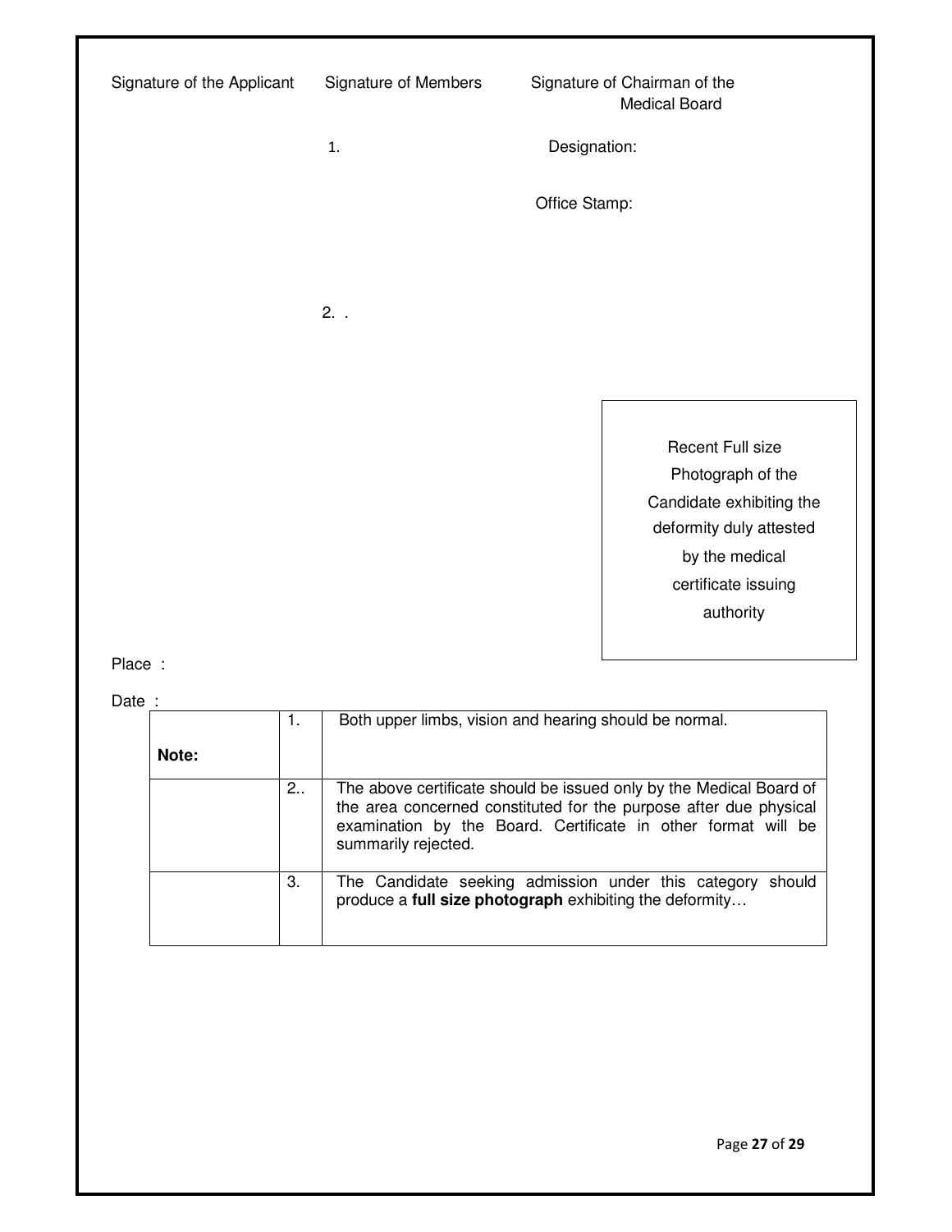Signature of the Applicant

Signature of Members

1.

2. .

Signature of Chairman of the Medical Board

Designation:

Office Stamp:

Recent Full size Photograph of the Candidate exhibiting the deformity duly attested by the medical certificate issuing authority

Place :

Date :

| Note: | 1. | Both upper limbs, vision and hearing should be normal. |
|---|---|---|
| | 2.. | The above certificate should be issued only by the Medical Board of the area concerned constituted for the purpose after due physical examination by the Board. Certificate in other format will be summarily rejected. |
| | 3. | The Candidate seeking admission under this category should produce a **full size photograph** exhibiting the deformity… |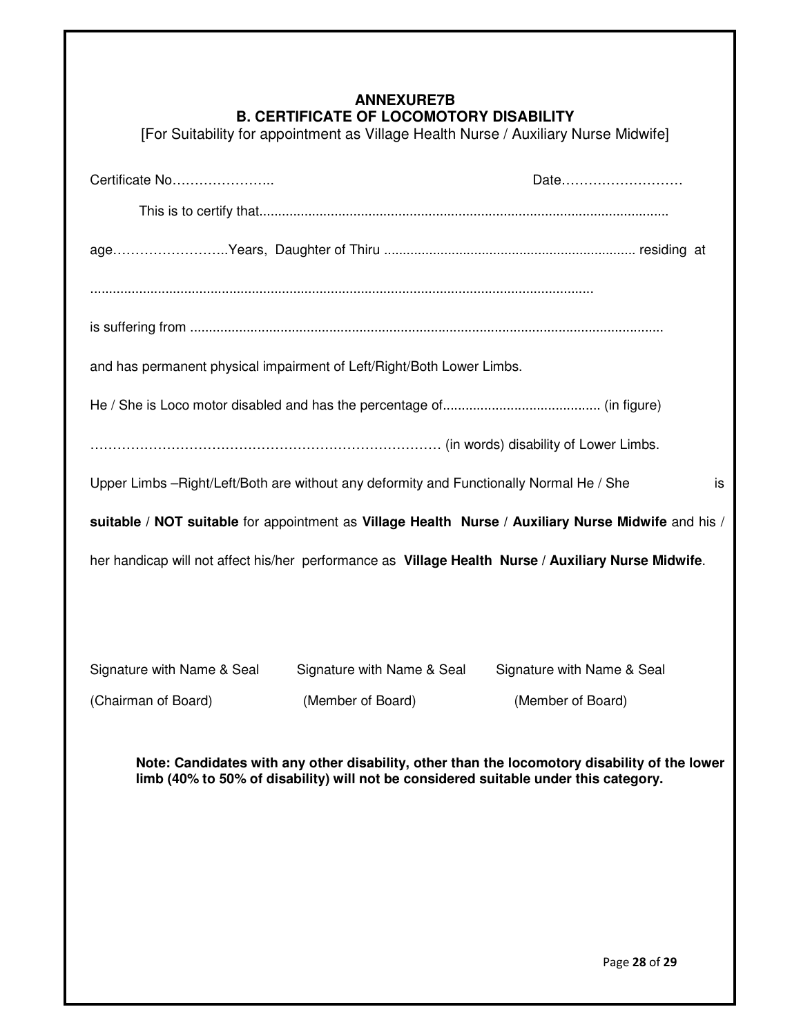**ANNEXURE7B**

**B. CERTIFICATE OF LOCOMOTORY DISABILITY**

[For Suitability for appointment as Village Health Nurse / Auxiliary Nurse Midwife]

Certificate No………………….. Date………………………

This is to certify that..........................................................................................................

age……………………..Years, Daughter of Thiru .................................................................. residing at

....................................................................................................................................

is suffering from ............................................................................................................

and has permanent physical impairment of Left/Right/Both Lower Limbs.

He / She is Loco motor disabled and has the percentage of.......................................... (in figure)

……………………………………………………………………… (in words) disability of Lower Limbs.

Upper Limbs –Right/Left/Both are without any deformity and Functionally Normal He / She is **suitable** / **NOT suitable** for appointment as **Village Health Nurse** / **Auxiliary Nurse Midwife** and his / her handicap will not affect his/her performance as **Village Health Nurse** / **Auxiliary Nurse Midwife**.

| Signature with Name & Seal | Signature with Name & Seal | Signature with Name & Seal |
|---|---|---|
| (Chairman of Board) | (Member of Board) | (Member of Board) |

**Note: Candidates with any other disability, other than the locomotory disability of the lower limb (40% to 50% of disability) will not be considered suitable under this category.**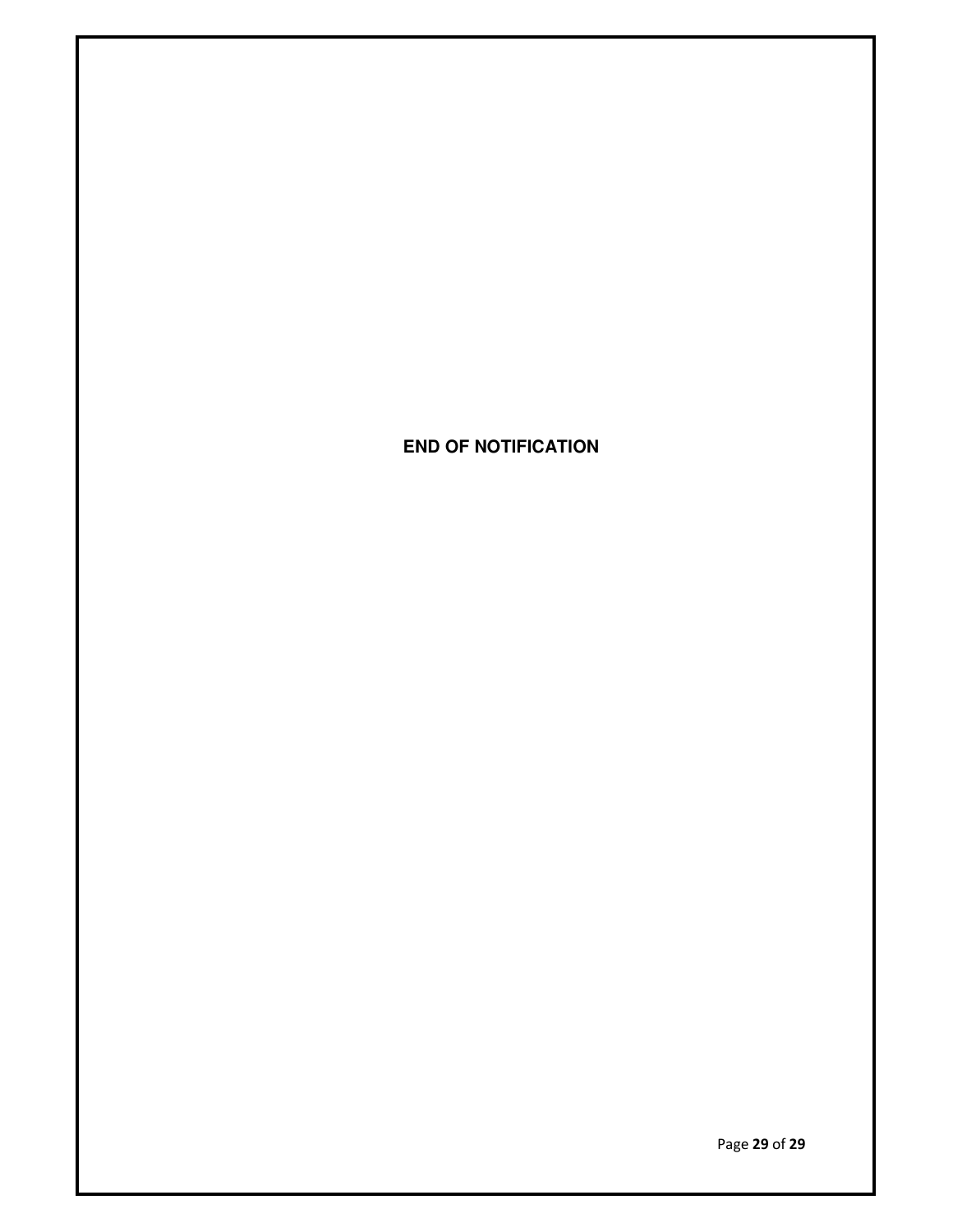**END OF NOTIFICATION**